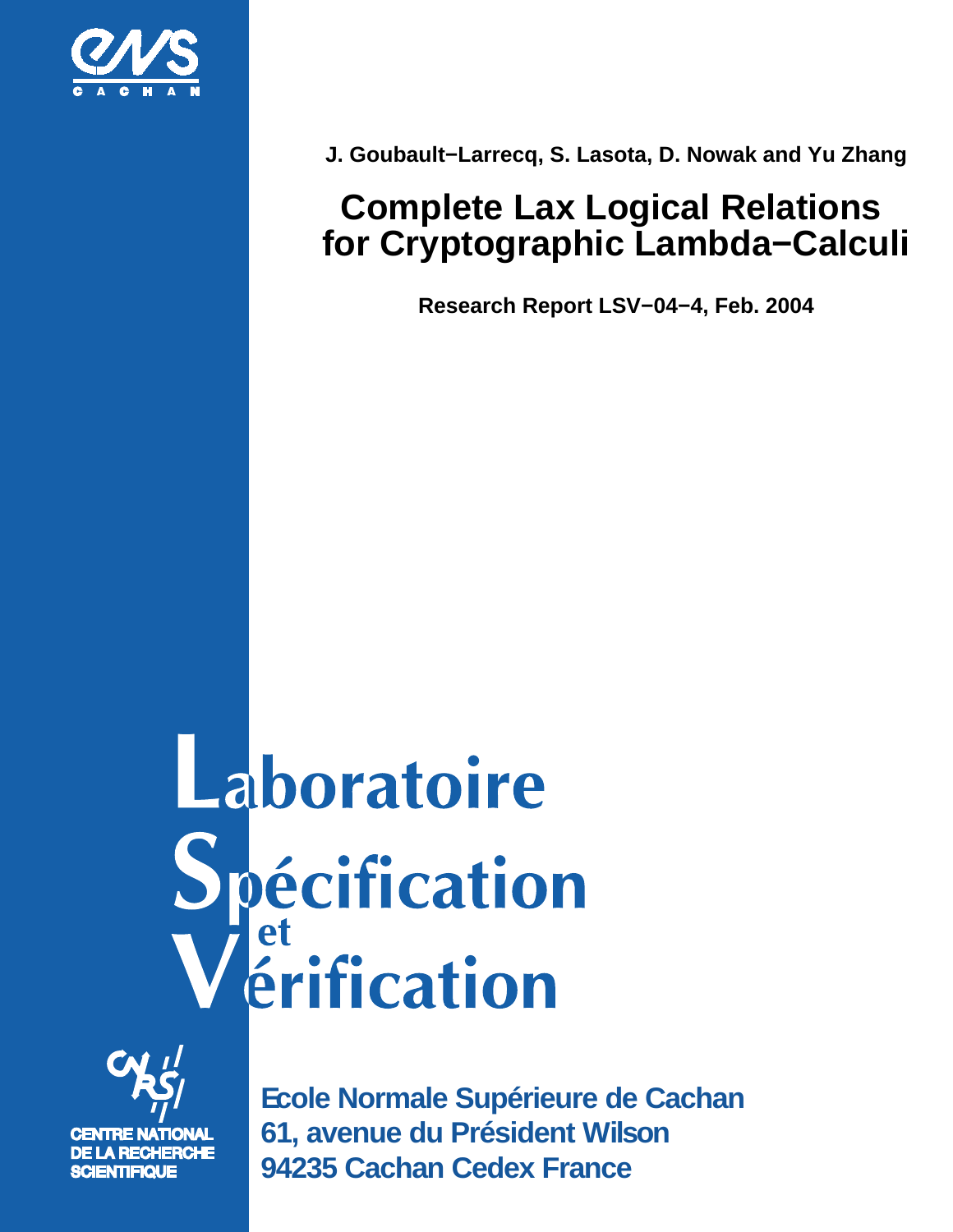J. Goubault−Larrecq, S. Lasota, D. Nowak and Yu Zhang

# Complete Lax Logical Relations for Cryptographic Lambda−Calculi

**Research Report LSV−04−4, Feb. 2004**

**Laboratoire Spécification et Vérification**

CENTRE NATIONAL DE LA RECHERCHE SCIENTIFIQUE

Ecole Normale Supérieure de Cachan
61, avenue du Président Wilson
94235 Cachan Cedex France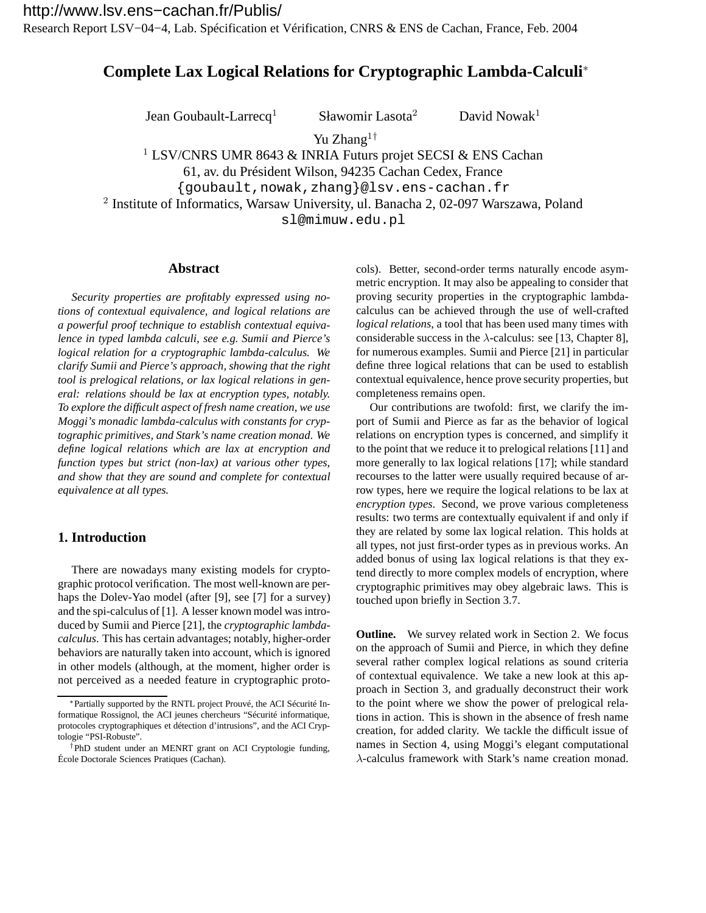http://www.lsv.ens−cachan.fr/Publis/

Research Report LSV−04−4, Lab. Spécification et Vérification, CNRS & ENS de Cachan, France, Feb. 2004

# Complete Lax Logical Relations for Cryptographic Lambda-Calculi*

Jean Goubault-Larrecq[1] Sławomir Lasota[2] David Nowak[1]

Yu Zhang[1†]

[1] LSV/CNRS UMR 8643 & INRIA Futurs projet SECSI & ENS Cachan
61, av. du Président Wilson, 94235 Cachan Cedex, France
{goubault,nowak,zhang}@lsv.ens-cachan.fr

[2] Institute of Informatics, Warsaw University, ul. Banacha 2, 02-097 Warszawa, Poland
sl@mimuw.edu.pl

## Abstract

*Security properties are profitably expressed using notions of contextual equivalence, and logical relations are a powerful proof technique to establish contextual equivalence in typed lambda calculi, see e.g. Sumii and Pierce's logical relation for a cryptographic lambda-calculus. We clarify Sumii and Pierce's approach, showing that the right tool is prelogical relations, or lax logical relations in general: relations should be lax at encryption types, notably. To explore the difficult aspect of fresh name creation, we use Moggi's monadic lambda-calculus with constants for cryptographic primitives, and Stark's name creation monad. We define logical relations which are lax at encryption and function types but strict (non-lax) at various other types, and show that they are sound and complete for contextual equivalence at all types.*

## 1. Introduction

There are nowadays many existing models for cryptographic protocol verification. The most well-known are perhaps the Dolev-Yao model (after [9], see [7] for a survey) and the spi-calculus of [1]. A lesser known model was introduced by Sumii and Pierce [21], the *cryptographic lambda-calculus*. This has certain advantages; notably, higher-order behaviors are naturally taken into account, which is ignored in other models (although, at the moment, higher order is not perceived as a needed feature in cryptographic protocols). Better, second-order terms naturally encode asymmetric encryption. It may also be appealing to consider that proving security properties in the cryptographic lambda-calculus can be achieved through the use of well-crafted *logical relations*, a tool that has been used many times with considerable success in the $\lambda$-calculus: see [13, Chapter 8], for numerous examples. Sumii and Pierce [21] in particular define three logical relations that can be used to establish contextual equivalence, hence prove security properties, but completeness remains open.

Our contributions are twofold: first, we clarify the import of Sumii and Pierce as far as the behavior of logical relations on encryption types is concerned, and simplify it to the point that we reduce it to prelogical relations [11] and more generally to lax logical relations [17]; while standard recourses to the latter were usually required because of arrow types, here we require the logical relations to be lax at *encryption types*. Second, we prove various completeness results: two terms are contextually equivalent if and only if they are related by some lax logical relation. This holds at all types, not just first-order types as in previous works. An added bonus of using lax logical relations is that they extend directly to more complex models of encryption, where cryptographic primitives may obey algebraic laws. This is touched upon briefly in Section 3.7.

**Outline.** We survey related work in Section 2. We focus on the approach of Sumii and Pierce, in which they define several rather complex logical relations as sound criteria of contextual equivalence. We take a new look at this approach in Section 3, and gradually deconstruct their work to the point where we show the power of prelogical relations in action. This is shown in the absence of fresh name creation, for added clarity. We tackle the difficult issue of names in Section 4, using Moggi's elegant computational $\lambda$-calculus framework with Stark's name creation monad.

*Partially supported by the RNTL project Prouvé, the ACI Sécurité Informatique Rossignol, the ACI jeunes chercheurs "Sécurité informatique, protocoles cryptographiques et détection d'intrusions", and the ACI Cryptologie "PSI-Robuste".

†PhD student under an MENRT grant on ACI Cryptologie funding, École Doctorale Sciences Pratiques (Cachan).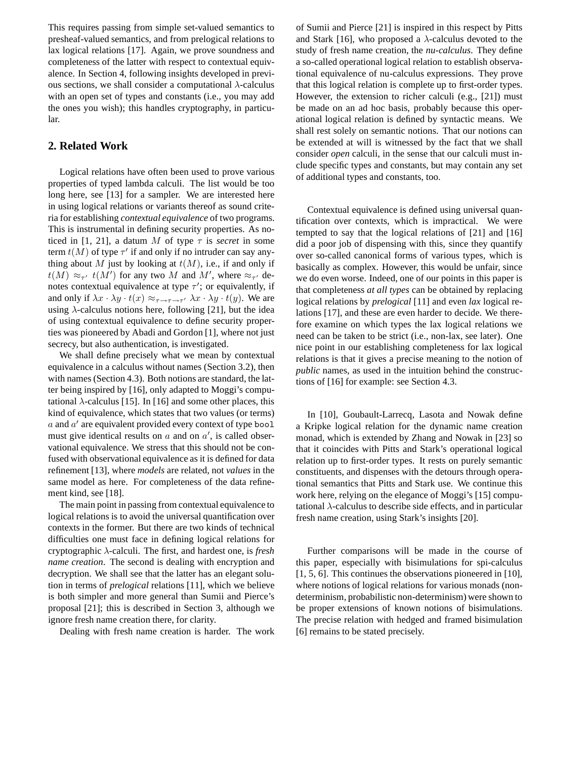This requires passing from simple set-valued semantics to presheaf-valued semantics, and from prelogical relations to lax logical relations [17]. Again, we prove soundness and completeness of the latter with respect to contextual equivalence. In Section 4, following insights developed in previous sections, we shall consider a computational $\lambda$-calculus with an open set of types and constants (i.e., you may add the ones you wish); this handles cryptography, in particular.

## 2. Related Work

Logical relations have often been used to prove various properties of typed lambda calculi. The list would be too long here, see [13] for a sampler. We are interested here in using logical relations or variants thereof as sound criteria for establishing *contextual equivalence* of two programs. This is instrumental in defining security properties. As noticed in [1, 21], a datum $M$ of type $\tau$ is *secret* in some term $t(M)$ of type $\tau'$ if and only if no intruder can say anything about $M$ just by looking at $t(M)$, i.e., if and only if $t(M) \approx_{\tau'} t(M')$ for any two $M$ and $M'$, where $\approx_{\tau'}$ denotes contextual equivalence at type $\tau'$; or equivalently, if and only if $\lambda x \cdot \lambda y \cdot t(x) \approx_{\tau \to \tau \to \tau'} \lambda x \cdot \lambda y \cdot t(y)$. We are using $\lambda$-calculus notions here, following [21], but the idea of using contextual equivalence to define security properties was pioneered by Abadi and Gordon [1], where not just secrecy, but also authentication, is investigated.

We shall define precisely what we mean by contextual equivalence in a calculus without names (Section 3.2), then with names (Section 4.3). Both notions are standard, the latter being inspired by [16], only adapted to Moggi's computational $\lambda$-calculus [15]. In [16] and some other places, this kind of equivalence, which states that two values (or terms) $a$ and $a'$ are equivalent provided every context of type `bool` must give identical results on $a$ and on $a'$, is called observational equivalence. We stress that this should not be confused with observational equivalence as it is defined for data refinement [13], where *models* are related, not *values* in the same model as here. For completeness of the data refinement kind, see [18].

The main point in passing from contextual equivalence to logical relations is to avoid the universal quantification over contexts in the former. But there are two kinds of technical difficulties one must face in defining logical relations for cryptographic $\lambda$-calculi. The first, and hardest one, is *fresh name creation*. The second is dealing with encryption and decryption. We shall see that the latter has an elegant solution in terms of *prelogical* relations [11], which we believe is both simpler and more general than Sumii and Pierce's proposal [21]; this is described in Section 3, although we ignore fresh name creation there, for clarity.

Dealing with fresh name creation is harder. The work of Sumii and Pierce [21] is inspired in this respect by Pitts and Stark [16], who proposed a $\lambda$-calculus devoted to the study of fresh name creation, the *nu-calculus*. They define a so-called operational logical relation to establish observational equivalence of nu-calculus expressions. They prove that this logical relation is complete up to first-order types. However, the extension to richer calculi (e.g., [21]) must be made on an ad hoc basis, probably because this operational logical relation is defined by syntactic means. We shall rest solely on semantic notions. That our notions can be extended at will is witnessed by the fact that we shall consider *open* calculi, in the sense that our calculi must include specific types and constants, but may contain any set of additional types and constants, too.

Contextual equivalence is defined using universal quantification over contexts, which is impractical. We were tempted to say that the logical relations of [21] and [16] did a poor job of dispensing with this, since they quantify over so-called canonical forms of various types, which is basically as complex. However, this would be unfair, since we do even worse. Indeed, one of our points in this paper is that completeness *at all types* can be obtained by replacing logical relations by *prelogical* [11] and even *lax* logical relations [17], and these are even harder to decide. We therefore examine on which types the lax logical relations we need can be taken to be strict (i.e., non-lax, see later). One nice point in our establishing completeness for lax logical relations is that it gives a precise meaning to the notion of *public* names, as used in the intuition behind the constructions of [16] for example: see Section 4.3.

In [10], Goubault-Larrecq, Lasota and Nowak define a Kripke logical relation for the dynamic name creation monad, which is extended by Zhang and Nowak in [23] so that it coincides with Pitts and Stark's operational logical relation up to first-order types. It rests on purely semantic constituents, and dispenses with the detours through operational semantics that Pitts and Stark use. We continue this work here, relying on the elegance of Moggi's [15] computational $\lambda$-calculus to describe side effects, and in particular fresh name creation, using Stark's insights [20].

Further comparisons will be made in the course of this paper, especially with bisimulations for spi-calculus [1, 5, 6]. This continues the observations pioneered in [10], where notions of logical relations for various monads (non-determinism, probabilistic non-determinism) were shown to be proper extensions of known notions of bisimulations. The precise relation with hedged and framed bisimulation [6] remains to be stated precisely.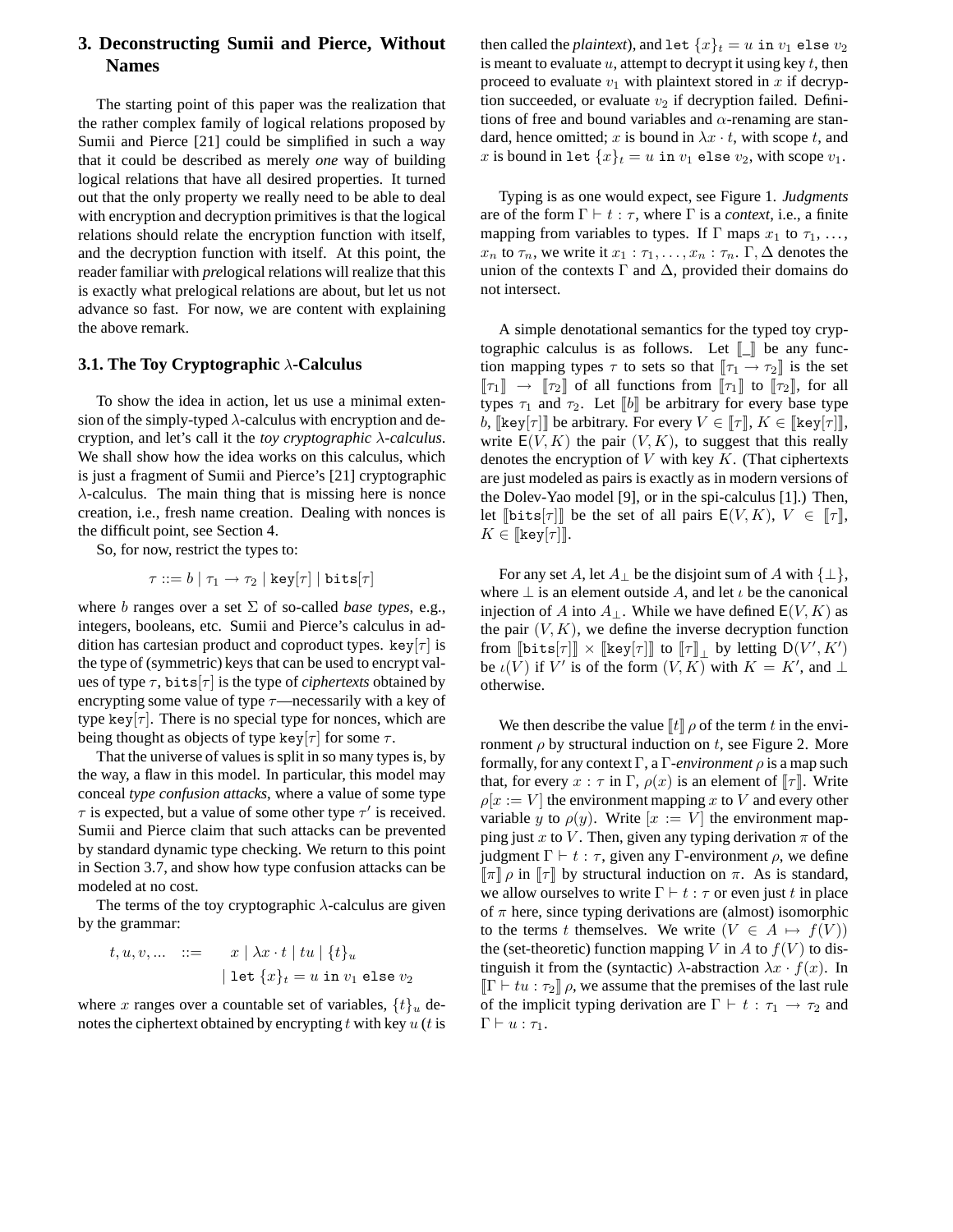## 3. Deconstructing Sumii and Pierce, Without Names

The starting point of this paper was the realization that the rather complex family of logical relations proposed by Sumii and Pierce [21] could be simplified in such a way that it could be described as merely *one* way of building logical relations that have all desired properties. It turned out that the only property we really need to be able to deal with encryption and decryption primitives is that the logical relations should relate the encryption function with itself, and the decryption function with itself. At this point, the reader familiar with *pre*logical relations will realize that this is exactly what prelogical relations are about, but let us not advance so fast. For now, we are content with explaining the above remark.

### 3.1. The Toy Cryptographic $\lambda$-Calculus

To show the idea in action, let us use a minimal extension of the simply-typed $\lambda$-calculus with encryption and decryption, and let's call it the *toy cryptographic $\lambda$-calculus*. We shall show how the idea works on this calculus, which is just a fragment of Sumii and Pierce's [21] cryptographic $\lambda$-calculus. The main thing that is missing here is nonce creation, i.e., fresh name creation. Dealing with nonces is the difficult point, see Section 4.

So, for now, restrict the types to:

$$\tau ::= b \mid \tau_1 \to \tau_2 \mid \mathtt{key}[\tau] \mid \mathtt{bits}[\tau]$$

where $b$ ranges over a set $\Sigma$ of so-called *base types*, e.g., integers, booleans, etc. Sumii and Pierce's calculus in addition has cartesian product and coproduct types. $\mathtt{key}[\tau]$ is the type of (symmetric) keys that can be used to encrypt values of type $\tau$, $\mathtt{bits}[\tau]$ is the type of *ciphertexts* obtained by encrypting some value of type $\tau$—necessarily with a key of type $\mathtt{key}[\tau]$. There is no special type for nonces, which are being thought as objects of type $\mathtt{key}[\tau]$ for some $\tau$.

That the universe of values is split in so many types is, by the way, a flaw in this model. In particular, this model may conceal *type confusion attacks*, where a value of some type $\tau$ is expected, but a value of some other type $\tau'$ is received. Sumii and Pierce claim that such attacks can be prevented by standard dynamic type checking. We return to this point in Section 3.7, and show how type confusion attacks can be modeled at no cost.

The terms of the toy cryptographic $\lambda$-calculus are given by the grammar:

$$\begin{aligned} t, u, v, \ldots \quad ::= \quad & x \mid \lambda x \cdot t \mid tu \mid \{t\}_u \\ & \mid \mathtt{let}\ \{x\}_t = u\ \mathtt{in}\ v_1\ \mathtt{else}\ v_2 \end{aligned}$$

where $x$ ranges over a countable set of variables, $\{t\}_u$ denotes the ciphertext obtained by encrypting $t$ with key $u$ ($t$ is then called the *plaintext*), and $\mathtt{let}\ \{x\}_t = u\ \mathtt{in}\ v_1\ \mathtt{else}\ v_2$ is meant to evaluate $u$, attempt to decrypt it using key $t$, then proceed to evaluate $v_1$ with plaintext stored in $x$ if decryption succeeded, or evaluate $v_2$ if decryption failed. Definitions of free and bound variables and $\alpha$-renaming are standard, hence omitted; $x$ is bound in $\lambda x \cdot t$, with scope $t$, and $x$ is bound in $\mathtt{let}\ \{x\}_t = u\ \mathtt{in}\ v_1\ \mathtt{else}\ v_2$, with scope $v_1$.

Typing is as one would expect, see Figure 1. *Judgments* are of the form $\Gamma \vdash t : \tau$, where $\Gamma$ is a *context*, i.e., a finite mapping from variables to types. If $\Gamma$ maps $x_1$ to $\tau_1$, …, $x_n$ to $\tau_n$, we write it $x_1 : \tau_1, \ldots, x_n : \tau_n$. $\Gamma, \Delta$ denotes the union of the contexts $\Gamma$ and $\Delta$, provided their domains do not intersect.

A simple denotational semantics for the typed toy cryptographic calculus is as follows. Let $[\![\_]\!]$ be any function mapping types $\tau$ to sets so that $[\![\tau_1 \to \tau_2]\!]$ is the set $[\![\tau_1]\!] \to [\![\tau_2]\!]$ of all functions from $[\![\tau_1]\!]$ to $[\![\tau_2]\!]$, for all types $\tau_1$ and $\tau_2$. Let $[\![b]\!]$ be arbitrary for every base type $b$, $[\![\mathtt{key}[\tau]]\!]$ be arbitrary. For every $V \in [\![\tau]\!]$, $K \in [\![\mathtt{key}[\tau]]\!]$, write $\mathsf{E}(V, K)$ the pair $(V, K)$, to suggest that this really denotes the encryption of $V$ with key $K$. (That ciphertexts are just modeled as pairs is exactly as in modern versions of the Dolev-Yao model [9], or in the spi-calculus [1].) Then, let $[\![\mathtt{bits}[\tau]]\!]$ be the set of all pairs $\mathsf{E}(V, K)$, $V \in [\![\tau]\!]$, $K \in [\![\mathtt{key}[\tau]]\!]$.

For any set $A$, let $A_\perp$ be the disjoint sum of $A$ with $\{\perp\}$, where $\perp$ is an element outside $A$, and let $\iota$ be the canonical injection of $A$ into $A_\perp$. While we have defined $\mathsf{E}(V, K)$ as the pair $(V, K)$, we define the inverse decryption function from $[\![\mathtt{bits}[\tau]]\!] \times [\![\mathtt{key}[\tau]]\!]$ to $[\![\tau]\!]_\perp$ by letting $\mathsf{D}(V', K')$ be $\iota(V)$ if $V'$ is of the form $(V, K)$ with $K = K'$, and $\perp$ otherwise.

We then describe the value $[\![t]\!]\,\rho$ of the term $t$ in the environment $\rho$ by structural induction on $t$, see Figure 2. More formally, for any context $\Gamma$, a $\Gamma$-*environment* $\rho$ is a map such that, for every $x : \tau$ in $\Gamma$, $\rho(x)$ is an element of $[\![\tau]\!]$. Write $\rho[x := V]$ the environment mapping $x$ to $V$ and every other variable $y$ to $\rho(y)$. Write $[x := V]$ the environment mapping just $x$ to $V$. Then, given any typing derivation $\pi$ of the judgment $\Gamma \vdash t : \tau$, given any $\Gamma$-environment $\rho$, we define $[\![\pi]\!]\,\rho$ in $[\![\tau]\!]$ by structural induction on $\pi$. As is standard, we allow ourselves to write $\Gamma \vdash t : \tau$ or even just $t$ in place of $\pi$ here, since typing derivations are (almost) isomorphic to the terms $t$ themselves. We write $(V \in A \mapsto f(V))$ the (set-theoretic) function mapping $V$ in $A$ to $f(V)$ to distinguish it from the (syntactic) $\lambda$-abstraction $\lambda x \cdot f(x)$. In $[\![\Gamma \vdash tu : \tau_2]\!]\,\rho$, we assume that the premises of the last rule of the implicit typing derivation are $\Gamma \vdash t : \tau_1 \to \tau_2$ and $\Gamma \vdash u : \tau_1$.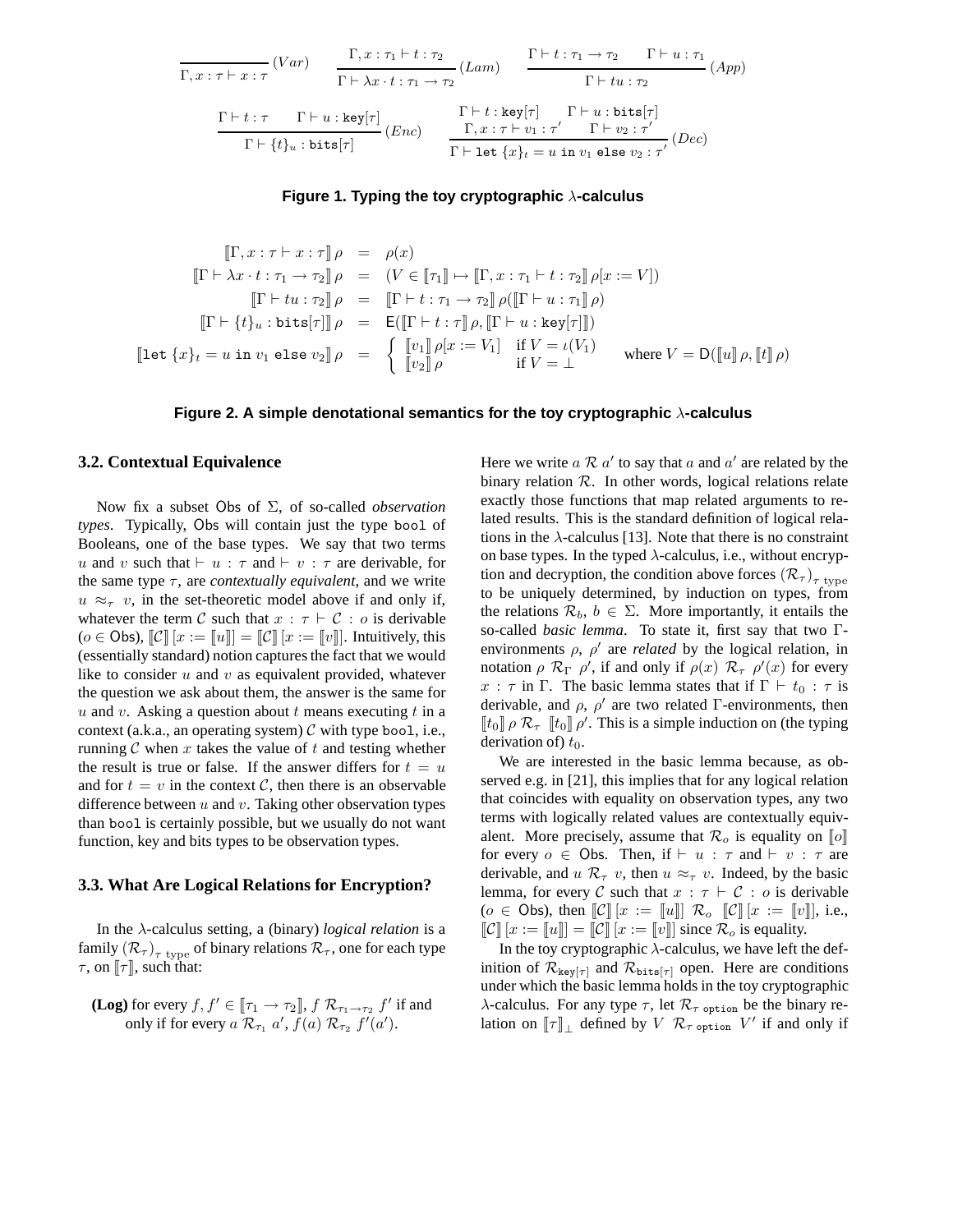$$\frac{}{\Gamma, x : \tau \vdash x : \tau}\,(Var) \qquad \frac{\Gamma, x : \tau_1 \vdash t : \tau_2}{\Gamma \vdash \lambda x \cdot t : \tau_1 \to \tau_2}\,(Lam) \qquad \frac{\Gamma \vdash t : \tau_1 \to \tau_2 \qquad \Gamma \vdash u : \tau_1}{\Gamma \vdash tu : \tau_2}\,(App)$$

$$\frac{\Gamma \vdash t : \tau \qquad \Gamma \vdash u : \mathtt{key}[\tau]}{\Gamma \vdash \{t\}_u : \mathtt{bits}[\tau]}\,(Enc) \qquad \frac{\Gamma \vdash t : \mathtt{key}[\tau] \qquad \Gamma \vdash u : \mathtt{bits}[\tau] \qquad \Gamma, x : \tau \vdash v_1 : \tau' \qquad \Gamma \vdash v_2 : \tau'}{\Gamma \vdash \mathtt{let}\ \{x\}_t = u\ \mathtt{in}\ v_1\ \mathtt{else}\ v_2 : \tau'}\,(Dec)$$

**Figure 1. Typing the toy cryptographic $\lambda$-calculus**

$$\begin{aligned}
[\![\Gamma, x : \tau \vdash x : \tau]\!]\,\rho &= \rho(x)\\
[\![\Gamma \vdash \lambda x \cdot t : \tau_1 \to \tau_2]\!]\,\rho &= (V \in [\![\tau_1]\!] \mapsto [\![\Gamma, x : \tau_1 \vdash t : \tau_2]\!]\,\rho[x := V])\\
[\![\Gamma \vdash tu : \tau_2]\!]\,\rho &= [\![\Gamma \vdash t : \tau_1 \to \tau_2]\!]\,\rho([\![\Gamma \vdash u : \tau_1]\!]\,\rho)\\
[\![\Gamma \vdash \{t\}_u : \mathtt{bits}[\tau]]\!]\,\rho &= \mathsf{E}([\![\Gamma \vdash t : \tau]\!]\,\rho, [\![\Gamma \vdash u : \mathtt{key}[\tau]]\!])\\
[\![\mathtt{let}\ \{x\}_t = u\ \mathtt{in}\ v_1\ \mathtt{else}\ v_2]\!]\,\rho &= \begin{cases} [\![v_1]\!]\,\rho[x := V_1] & \text{if } V = \iota(V_1)\\ [\![v_2]\!]\,\rho & \text{if } V = \bot \end{cases} \qquad \text{where } V = \mathsf{D}([\![u]\!]\,\rho, [\![t]\!]\,\rho)
\end{aligned}$$

**Figure 2. A simple denotational semantics for the toy cryptographic $\lambda$-calculus**

### 3.2. Contextual Equivalence

Now fix a subset $\mathsf{Obs}$ of $\Sigma$, of so-called *observation types*. Typically, $\mathsf{Obs}$ will contain just the type `bool` of Booleans, one of the base types. We say that two terms $u$ and $v$ such that $\vdash u : \tau$ and $\vdash v : \tau$ are derivable, for the same type $\tau$, are *contextually equivalent*, and we write $u \approx_\tau v$, in the set-theoretic model above if and only if, whatever the term $\mathcal{C}$ such that $x : \tau \vdash \mathcal{C} : o$ is derivable ($o \in \mathsf{Obs}$), $[\![\mathcal{C}]\!]\,[x := [\![u]\!]] = [\![\mathcal{C}]\!]\,[x := [\![v]\!]]$. Intuitively, this (essentially standard) notion captures the fact that we would like to consider $u$ and $v$ as equivalent provided, whatever the question we ask about them, the answer is the same for $u$ and $v$. Asking a question about $t$ means executing $t$ in a context (a.k.a., an operating system) $\mathcal{C}$ with type `bool`, i.e., running $\mathcal{C}$ when $x$ takes the value of $t$ and testing whether the result is true or false. If the answer differs for $t = u$ and for $t = v$ in the context $\mathcal{C}$, then there is an observable difference between $u$ and $v$. Taking other observation types than `bool` is certainly possible, but we usually do not want function, key and bits types to be observation types.

### 3.3. What Are Logical Relations for Encryption?

In the $\lambda$-calculus setting, a (binary) *logical relation* is a family $(\mathcal{R}_\tau)_{\tau \text{ type}}$ of binary relations $\mathcal{R}_\tau$, one for each type $\tau$, on $[\![\tau]\!]$, such that:

**(Log)** for every $f, f' \in [\![\tau_1 \to \tau_2]\!]$, $f\ \mathcal{R}_{\tau_1 \to \tau_2}\ f'$ if and only if for every $a\ \mathcal{R}_{\tau_1}\ a'$, $f(a)\ \mathcal{R}_{\tau_2}\ f'(a')$.

Here we write $a\ \mathcal{R}\ a'$ to say that $a$ and $a'$ are related by the binary relation $\mathcal{R}$. In other words, logical relations relate exactly those functions that map related arguments to related results. This is the standard definition of logical relations in the $\lambda$-calculus [13]. Note that there is no constraint on base types. In the typed $\lambda$-calculus, i.e., without encryption and decryption, the condition above forces $(\mathcal{R}_\tau)_{\tau \text{ type}}$ to be uniquely determined, by induction on types, from the relations $\mathcal{R}_b$, $b \in \Sigma$. More importantly, it entails the so-called *basic lemma*. To state it, first say that two $\Gamma$-environments $\rho$, $\rho'$ are *related* by the logical relation, in notation $\rho\ \mathcal{R}_\Gamma\ \rho'$, if and only if $\rho(x)\ \mathcal{R}_\tau\ \rho'(x)$ for every $x : \tau$ in $\Gamma$. The basic lemma states that if $\Gamma \vdash t_0 : \tau$ is derivable, and $\rho$, $\rho'$ are two related $\Gamma$-environments, then $[\![t_0]\!]\,\rho\ \mathcal{R}_\tau\ [\![t_0]\!]\,\rho'$. This is a simple induction on (the typing derivation of) $t_0$.

We are interested in the basic lemma because, as observed e.g. in [21], this implies that for any logical relation that coincides with equality on observation types, any two terms with logically related values are contextually equivalent. More precisely, assume that $\mathcal{R}_o$ is equality on $[\![o]\!]$ for every $o \in \mathsf{Obs}$. Then, if $\vdash u : \tau$ and $\vdash v : \tau$ are derivable, and $u\ \mathcal{R}_\tau\ v$, then $u \approx_\tau v$. Indeed, by the basic lemma, for every $\mathcal{C}$ such that $x : \tau \vdash \mathcal{C} : o$ is derivable ($o \in \mathsf{Obs}$), then $[\![\mathcal{C}]\!]\,[x := [\![u]\!]]\ \mathcal{R}_o\ [\![\mathcal{C}]\!]\,[x := [\![v]\!]]$, i.e., $[\![\mathcal{C}]\!]\,[x := [\![u]\!]] = [\![\mathcal{C}]\!]\,[x := [\![v]\!]]$ since $\mathcal{R}_o$ is equality.

In the toy cryptographic $\lambda$-calculus, we have left the definition of $\mathcal{R}_{\mathtt{key}[\tau]}$ and $\mathcal{R}_{\mathtt{bits}[\tau]}$ open. Here are conditions under which the basic lemma holds in the toy cryptographic $\lambda$-calculus. For any type $\tau$, let $\mathcal{R}_{\tau\ \mathtt{option}}$ be the binary relation on $[\![\tau]\!]_\bot$ defined by $V\ \mathcal{R}_{\tau\ \mathtt{option}}\ V'$ if and only if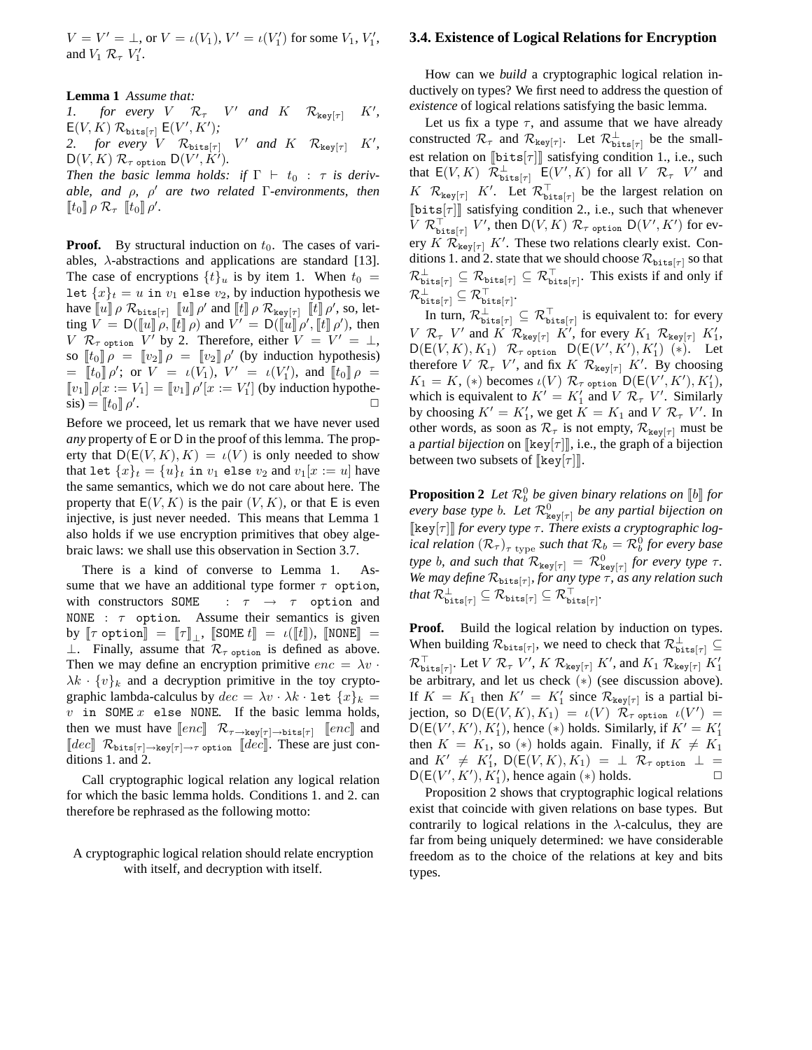$V = V' = \bot$, or $V = \iota(V_1)$, $V' = \iota(V_1')$ for some $V_1$, $V_1'$, and $V_1 \ \mathcal{R}_\tau \ V_1'$.

**Lemma 1** *Assume that:*
*1. for every $V \ \mathcal{R}_\tau \ V'$ and $K \ \mathcal{R}_{\mathtt{key}[\tau]} \ K'$, $\mathsf{E}(V, K) \ \mathcal{R}_{\mathtt{bits}[\tau]} \ \mathsf{E}(V', K')$;*
*2. for every $V \ \mathcal{R}_{\mathtt{bits}[\tau]} \ V'$ and $K \ \mathcal{R}_{\mathtt{key}[\tau]} \ K'$, $\mathsf{D}(V, K) \ \mathcal{R}_{\tau \ \mathtt{option}} \ \mathsf{D}(V', K')$.*
*Then the basic lemma holds: if $\Gamma \vdash t_0 : \tau$ is derivable, and $\rho$, $\rho'$ are two related $\Gamma$-environments, then $[\![t_0]\!] \rho \ \mathcal{R}_\tau \ [\![t_0]\!] \rho'$.*

**Proof.** By structural induction on $t_0$. The cases of variables, $\lambda$-abstractions and applications are standard [13]. The case of encryptions $\{t\}_u$ is by item 1. When $t_0 = \mathtt{let} \ \{x\}_t = u \ \mathtt{in} \ v_1 \ \mathtt{else} \ v_2$, by induction hypothesis we have $[\![u]\!] \rho \ \mathcal{R}_{\mathtt{bits}[\tau]} \ [\![u]\!] \rho'$ and $[\![t]\!] \rho \ \mathcal{R}_{\mathtt{key}[\tau]} \ [\![t]\!] \rho'$, so, letting $V = \mathsf{D}([\![u]\!] \rho, [\![t]\!] \rho)$ and $V' = \mathsf{D}([\![u]\!] \rho', [\![t]\!] \rho')$, then $V \ \mathcal{R}_{\tau \ \mathtt{option}} \ V'$ by 2. Therefore, either $V = V' = \bot$, so $[\![t_0]\!] \rho = [\![v_2]\!] \rho = [\![v_2]\!] \rho'$ (by induction hypothesis) $= [\![t_0]\!] \rho'$; or $V = \iota(V_1)$, $V' = \iota(V_1')$, and $[\![t_0]\!] \rho = [\![v_1]\!] \rho[x := V_1] = [\![v_1]\!] \rho'[x := V_1']$ (by induction hypothesis) $= [\![t_0]\!] \rho'$. $\square$

Before we proceed, let us remark that we have never used *any* property of $\mathsf{E}$ or $\mathsf{D}$ in the proof of this lemma. The property that $\mathsf{D}(\mathsf{E}(V, K), K) = \iota(V)$ is only needed to show that $\mathtt{let} \ \{x\}_t = \{u\}_t \ \mathtt{in} \ v_1 \ \mathtt{else} \ v_2$ and $v_1[x := u]$ have the same semantics, which we do not care about here. The property that $\mathsf{E}(V, K)$ is the pair $(V, K)$, or that $\mathsf{E}$ is even injective, is just never needed. This means that Lemma 1 also holds if we use encryption primitives that obey algebraic laws: we shall use this observation in Section 3.7.

There is a kind of converse to Lemma 1. Assume that we have an additional type former $\tau \ \mathtt{option}$, with constructors $\mathtt{SOME} : \tau \to \tau \ \mathtt{option}$ and $\mathtt{NONE} : \tau \ \mathtt{option}$. Assume their semantics is given by $[\![\tau \ \mathtt{option}]\!] = [\![\tau]\!]_\bot$, $[\![\mathtt{SOME} \ t]\!] = \iota([\![t]\!])$, $[\![\mathtt{NONE}]\!] = \bot$. Finally, assume that $\mathcal{R}_{\tau \ \mathtt{option}}$ is defined as above. Then we may define an encryption primitive $enc = \lambda v \cdot \lambda k \cdot \{v\}_k$ and a decryption primitive in the toy cryptographic lambda-calculus by $dec = \lambda v \cdot \lambda k \cdot \mathtt{let} \ \{x\}_k = v \ \mathtt{in} \ \mathtt{SOME} \ x \ \mathtt{else} \ \mathtt{NONE}$. If the basic lemma holds, then we must have $[\![enc]\!] \ \mathcal{R}_{\tau \to \mathtt{key}[\tau] \to \mathtt{bits}[\tau]} \ [\![enc]\!]$ and $[\![dec]\!] \ \mathcal{R}_{\mathtt{bits}[\tau] \to \mathtt{key}[\tau] \to \tau \ \mathtt{option}} \ [\![dec]\!]$. These are just conditions 1. and 2.

Call cryptographic logical relation any logical relation for which the basic lemma holds. Conditions 1. and 2. can therefore be rephrased as the following motto:

A cryptographic logical relation should relate encryption with itself, and decryption with itself.

### 3.4. Existence of Logical Relations for Encryption

How can we *build* a cryptographic logical relation inductively on types? We first need to address the question of *existence* of logical relations satisfying the basic lemma.

Let us fix a type $\tau$, and assume that we have already constructed $\mathcal{R}_\tau$ and $\mathcal{R}_{\mathtt{key}[\tau]}$. Let $\mathcal{R}^\bot_{\mathtt{bits}[\tau]}$ be the smallest relation on $[\![\mathtt{bits}[\tau]]\!]$ satisfying condition 1., i.e., such that $\mathsf{E}(V, K) \ \mathcal{R}^\bot_{\mathtt{bits}[\tau]} \ \mathsf{E}(V', K)$ for all $V \ \mathcal{R}_\tau \ V'$ and $K \ \mathcal{R}_{\mathtt{key}[\tau]} \ K'$. Let $\mathcal{R}^\top_{\mathtt{bits}[\tau]}$ be the largest relation on $[\![\mathtt{bits}[\tau]]\!]$ satisfying condition 2., i.e., such that whenever $V \ \mathcal{R}^\top_{\mathtt{bits}[\tau]} \ V'$, then $\mathsf{D}(V, K) \ \mathcal{R}_{\tau \ \mathtt{option}} \ \mathsf{D}(V', K')$ for every $K \ \mathcal{R}_{\mathtt{key}[\tau]} \ K'$. These two relations clearly exist. Conditions 1. and 2. state that we should choose $\mathcal{R}_{\mathtt{bits}[\tau]}$ so that $\mathcal{R}^\bot_{\mathtt{bits}[\tau]} \subseteq \mathcal{R}_{\mathtt{bits}[\tau]} \subseteq \mathcal{R}^\top_{\mathtt{bits}[\tau]}$. This exists if and only if $\mathcal{R}^\bot_{\mathtt{bits}[\tau]} \subseteq \mathcal{R}^\top_{\mathtt{bits}[\tau]}$.

In turn, $\mathcal{R}^\bot_{\mathtt{bits}[\tau]} \subseteq \mathcal{R}^\top_{\mathtt{bits}[\tau]}$ is equivalent to: for every $V \ \mathcal{R}_\tau \ V'$ and $K \ \mathcal{R}_{\mathtt{key}[\tau]} \ K'$, for every $K_1 \ \mathcal{R}_{\mathtt{key}[\tau]} \ K_1'$, $\mathsf{D}(\mathsf{E}(V, K), K_1) \ \mathcal{R}_{\tau \ \mathtt{option}} \ \mathsf{D}(\mathsf{E}(V', K'), K_1')$ $(*)$. Let therefore $V \ \mathcal{R}_\tau \ V'$, and fix $K \ \mathcal{R}_{\mathtt{key}[\tau]} \ K'$. By choosing $K_1 = K$, $(*)$ becomes $\iota(V) \ \mathcal{R}_{\tau \ \mathtt{option}} \ \mathsf{D}(\mathsf{E}(V', K'), K_1')$, which is equivalent to $K' = K_1'$ and $V \ \mathcal{R}_\tau \ V'$. Similarly by choosing $K' = K_1'$, we get $K = K_1$ and $V \ \mathcal{R}_\tau \ V'$. In other words, as soon as $\mathcal{R}_\tau$ is not empty, $\mathcal{R}_{\mathtt{key}[\tau]}$ must be a *partial bijection* on $[\![\mathtt{key}[\tau]]\!]$, i.e., the graph of a bijection between two subsets of $[\![\mathtt{key}[\tau]]\!]$.

**Proposition 2** *Let $\mathcal{R}^0_b$ be given binary relations on $[\![b]\!]$ for every base type $b$. Let $\mathcal{R}^0_{\mathtt{key}[\tau]}$ be any partial bijection on $[\![\mathtt{key}[\tau]]\!]$ for every type $\tau$. There exists a cryptographic logical relation $(\mathcal{R}_\tau)_{\tau \text{ type}}$ such that $\mathcal{R}_b = \mathcal{R}^0_b$ for every base type $b$, and such that $\mathcal{R}_{\mathtt{key}[\tau]} = \mathcal{R}^0_{\mathtt{key}[\tau]}$ for every type $\tau$. We may define $\mathcal{R}_{\mathtt{bits}[\tau]}$, for any type $\tau$, as any relation such that $\mathcal{R}^\bot_{\mathtt{bits}[\tau]} \subseteq \mathcal{R}_{\mathtt{bits}[\tau]} \subseteq \mathcal{R}^\top_{\mathtt{bits}[\tau]}$.*

**Proof.** Build the logical relation by induction on types. When building $\mathcal{R}_{\mathtt{bits}[\tau]}$, we need to check that $\mathcal{R}^\bot_{\mathtt{bits}[\tau]} \subseteq \mathcal{R}^\top_{\mathtt{bits}[\tau]}$. Let $V \ \mathcal{R}_\tau \ V'$, $K \ \mathcal{R}_{\mathtt{key}[\tau]} \ K'$, and $K_1 \ \mathcal{R}_{\mathtt{key}[\tau]} \ K_1'$ be arbitrary, and let us check $(*)$ (see discussion above). If $K = K_1$ then $K' = K_1'$ since $\mathcal{R}_{\mathtt{key}[\tau]}$ is a partial bijection, so $\mathsf{D}(\mathsf{E}(V, K), K_1) = \iota(V) \ \mathcal{R}_{\tau \ \mathtt{option}} \ \iota(V') = \mathsf{D}(\mathsf{E}(V', K'), K_1')$, hence $(*)$ holds. Similarly, if $K' = K_1'$ then $K = K_1$, so $(*)$ holds again. Finally, if $K \neq K_1$ and $K' \neq K_1'$, $\mathsf{D}(\mathsf{E}(V, K), K_1) = \bot \ \mathcal{R}_{\tau \ \mathtt{option}} \ \bot = \mathsf{D}(\mathsf{E}(V', K'), K_1')$, hence again $(*)$ holds. $\square$

Proposition 2 shows that cryptographic logical relations exist that coincide with given relations on base types. But contrarily to logical relations in the $\lambda$-calculus, they are far from being uniquely determined: we have considerable freedom as to the choice of the relations at key and bits types.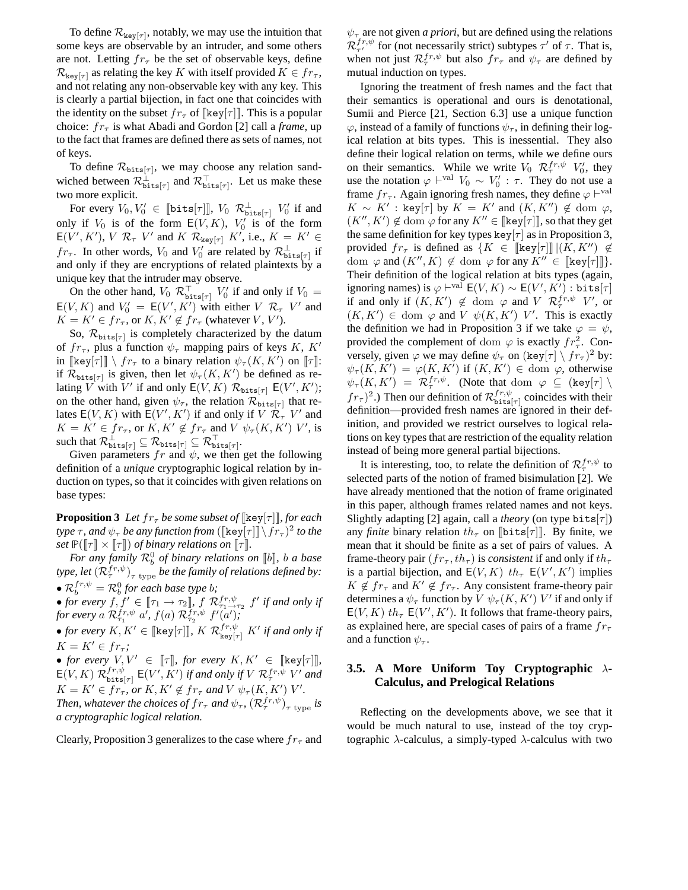To define $\mathcal{R}_{\mathtt{key}[\tau]}$, notably, we may use the intuition that some keys are observable by an intruder, and some others are not. Letting $fr_\tau$ be the set of observable keys, define $\mathcal{R}_{\mathtt{key}[\tau]}$ as relating the key $K$ with itself provided $K \in fr_\tau$, and not relating any non-observable key with any key. This is clearly a partial bijection, in fact one that coincides with the identity on the subset $fr_\tau$ of $[\![\mathtt{key}[\tau]]\!]$. This is a popular choice: $fr_\tau$ is what Abadi and Gordon [2] call a *frame*, up to the fact that frames are defined there as sets of names, not of keys.

To define $\mathcal{R}_{\mathtt{bits}[\tau]}$, we may choose any relation sandwiched between $\mathcal{R}^{\perp}_{\mathtt{bits}[\tau]}$ and $\mathcal{R}^{\top}_{\mathtt{bits}[\tau]}$. Let us make these two more explicit.

For every $V_0, V_0' \in [\![\mathtt{bits}[\tau]]\!]$, $V_0 \ \mathcal{R}^{\perp}_{\mathtt{bits}[\tau]} \ V_0'$ if and only if $V_0$ is of the form $\mathsf{E}(V, K)$, $V_0'$ is of the form $\mathsf{E}(V', K')$, $V \ \mathcal{R}_\tau \ V'$ and $K \ \mathcal{R}_{\mathtt{key}[\tau]} \ K'$, i.e., $K = K' \in fr_\tau$. In other words, $V_0$ and $V_0'$ are related by $\mathcal{R}^{\perp}_{\mathtt{bits}[\tau]}$ if and only if they are encryptions of related plaintexts by a unique key that the intruder may observe.

On the other hand, $V_0 \ \mathcal{R}^{\top}_{\mathtt{bits}[\tau]} \ V_0'$ if and only if $V_0 = \mathsf{E}(V, K)$ and $V_0' = \mathsf{E}(V', K')$ with either $V \ \mathcal{R}_\tau \ V'$ and $K = K' \in fr_\tau$, or $K, K' \notin fr_\tau$ (whatever $V, V'$).

So, $\mathcal{R}_{\mathtt{bits}[\tau]}$ is completely characterized by the datum of $fr_\tau$, plus a function $\psi_\tau$ mapping pairs of keys $K$, $K'$ in $[\![\mathtt{key}[\tau]]\!] \setminus fr_\tau$ to a binary relation $\psi_\tau(K, K')$ on $[\![\tau]\!]$: if $\mathcal{R}_{\mathtt{bits}[\tau]}$ is given, then let $\psi_\tau(K, K')$ be defined as relating $V$ with $V'$ if and only if $\mathsf{E}(V, K) \ \mathcal{R}_{\mathtt{bits}[\tau]} \ \mathsf{E}(V', K')$; on the other hand, given $\psi_\tau$, the relation $\mathcal{R}_{\mathtt{bits}[\tau]}$ that relates $\mathsf{E}(V, K)$ with $\mathsf{E}(V', K')$ if and only if $V \ \mathcal{R}_\tau \ V'$ and $K = K' \in fr_\tau$, or $K, K' \notin fr_\tau$ and $V \ \psi_\tau(K, K') \ V'$, is such that $\mathcal{R}^{\perp}_{\mathtt{bits}[\tau]} \subseteq \mathcal{R}_{\mathtt{bits}[\tau]} \subseteq \mathcal{R}^{\top}_{\mathtt{bits}[\tau]}$.

Given parameters $fr$ and $\psi$, we then get the following definition of a *unique* cryptographic logical relation by induction on types, so that it coincides with given relations on base types:

**Proposition 3** *Let $fr_\tau$ be some subset of $[\![\mathtt{key}[\tau]]\!]$, for each type $\tau$, and $\psi_\tau$ be any function from $([\![\mathtt{key}[\tau]]\!] \setminus fr_\tau)^2$ to the set $\mathbb{P}([\![\tau]\!] \times [\![\tau]\!])$ of binary relations on $[\![\tau]\!]$.*

*For any family $\mathcal{R}^0_b$ of binary relations on $[\![b]\!]$, $b$ a base type, let $(\mathcal{R}^{fr,\psi}_\tau)_{\tau \text{ type}}$ be the family of relations defined by:*

- *$\mathcal{R}^{fr,\psi}_b = \mathcal{R}^0_b$ for each base type $b$;*
- *for every $f, f' \in [\![\tau_1 \to \tau_2]\!]$, $f \ \mathcal{R}^{fr,\psi}_{\tau_1 \to \tau_2} \ f'$ if and only if for every $a \ \mathcal{R}^{fr,\psi}_{\tau_1} \ a'$, $f(a) \ \mathcal{R}^{fr,\psi}_{\tau_2} \ f'(a')$;*
- *for every $K, K' \in [\![\mathtt{key}[\tau]]\!]$, $K \ \mathcal{R}^{fr,\psi}_{\mathtt{key}[\tau]} \ K'$ if and only if $K = K' \in fr_\tau$;*
- *for every $V, V' \in [\![\tau]\!]$, for every $K, K' \in [\![\mathtt{key}[\tau]]\!]$, $\mathsf{E}(V, K) \ \mathcal{R}^{fr,\psi}_{\mathtt{bits}[\tau]} \ \mathsf{E}(V', K')$ if and only if $V \ \mathcal{R}^{fr,\psi}_\tau \ V'$ and $K = K' \in fr_\tau$, or $K, K' \notin fr_\tau$ and $V \ \psi_\tau(K, K') \ V'$.*

*Then, whatever the choices of $fr_\tau$ and $\psi_\tau$, $(\mathcal{R}^{fr,\psi}_\tau)_{\tau \text{ type}}$ is a cryptographic logical relation.*

Clearly, Proposition 3 generalizes to the case where $fr_\tau$ and $\psi_\tau$ are not given *a priori*, but are defined using the relations $\mathcal{R}^{fr,\psi}_{\tau'}$ for (not necessarily strict) subtypes $\tau'$ of $\tau$. That is, when not just $\mathcal{R}^{fr,\psi}_\tau$ but also $fr_\tau$ and $\psi_\tau$ are defined by mutual induction on types.

Ignoring the treatment of fresh names and the fact that their semantics is operational and ours is denotational, Sumii and Pierce [21, Section 6.3] use a unique function $\varphi$, instead of a family of functions $\psi_\tau$, in defining their logical relation at bits types. This is inessential. They also define their logical relation on terms, while we define ours on their semantics. While we write $V_0 \ \mathcal{R}^{fr,\psi}_\tau \ V_0'$, they use the notation $\varphi \vdash^{\text{val}} V_0 \sim V_0' : \tau$. They do not use a frame $fr_\tau$. Again ignoring fresh names, they define $\varphi \vdash^{\text{val}} K \sim K' : \mathtt{key}[\tau]$ by $K = K'$ and $(K, K'') \notin \text{dom } \varphi$, $(K'', K') \notin \text{dom } \varphi$ for any $K'' \in [\![\mathtt{key}[\tau]]\!]$, so that they get the same definition for key types $\mathtt{key}[\tau]$ as in Proposition 3, provided $fr_\tau$ is defined as $\{K \in [\![\mathtt{key}[\tau]]\!] | (K, K'') \notin \text{dom } \varphi$ and $(K'', K) \notin \text{dom } \varphi$ for any $K'' \in [\![\mathtt{key}[\tau]]\!]\}$. Their definition of the logical relation at bits types (again, ignoring names) is $\varphi \vdash^{\text{val}} \mathsf{E}(V, K) \sim \mathsf{E}(V', K') : \mathtt{bits}[\tau]$ if and only if $(K, K') \notin \text{dom } \varphi$ and $V \ \mathcal{R}^{fr,\psi}_\tau \ V'$, or $(K, K') \in \text{dom } \varphi$ and $V \ \psi(K, K') \ V'$. This is exactly the definition we had in Proposition 3 if we take $\varphi = \psi$, provided the complement of $\text{dom } \varphi$ is exactly $fr_\tau^2$. Conversely, given $\varphi$ we may define $\psi_\tau$ on $(\mathtt{key}[\tau] \setminus fr_\tau)^2$ by: $\psi_\tau(K, K') = \varphi(K, K')$ if $(K, K') \in \text{dom } \varphi$, otherwise $\psi_\tau(K, K') = \mathcal{R}^{fr,\psi}_\tau$. (Note that $\text{dom } \varphi \subseteq (\mathtt{key}[\tau] \setminus fr_\tau)^2$.) Then our definition of $\mathcal{R}^{fr,\psi}_{\mathtt{bits}[\tau]}$ coincides with their definition—provided fresh names are ignored in their definition, and provided we restrict ourselves to logical relations on key types that are restriction of the equality relation instead of being more general partial bijections.

It is interesting, too, to relate the definition of $\mathcal{R}^{fr,\psi}_\tau$ to selected parts of the notion of framed bisimulation [2]. We have already mentioned that the notion of frame originated in this paper, although frames related names and not keys. Slightly adapting [2] again, call a *theory* (on type $\mathtt{bits}[\tau]$) any *finite* binary relation $th_\tau$ on $[\![\mathtt{bits}[\tau]]\!]$. By finite, we mean that it should be finite as a set of pairs of values. A frame-theory pair $(fr_\tau, th_\tau)$ is *consistent* if and only if $th_\tau$ is a partial bijection, and $\mathsf{E}(V, K) \ th_\tau \ \mathsf{E}(V', K')$ implies $K \notin fr_\tau$ and $K' \notin fr_\tau$. Any consistent frame-theory pair determines a $\psi_\tau$ function by $V \ \psi_\tau(K, K') \ V'$ if and only if $\mathsf{E}(V, K) \ th_\tau \ \mathsf{E}(V', K')$. It follows that frame-theory pairs, as explained here, are special cases of pairs of a frame $fr_\tau$ and a function $\psi_\tau$.

### 3.5. A More Uniform Toy Cryptographic $\lambda$-Calculus, and Prelogical Relations

Reflecting on the developments above, we see that it would be much natural to use, instead of the toy cryptographic $\lambda$-calculus, a simply-typed $\lambda$-calculus with two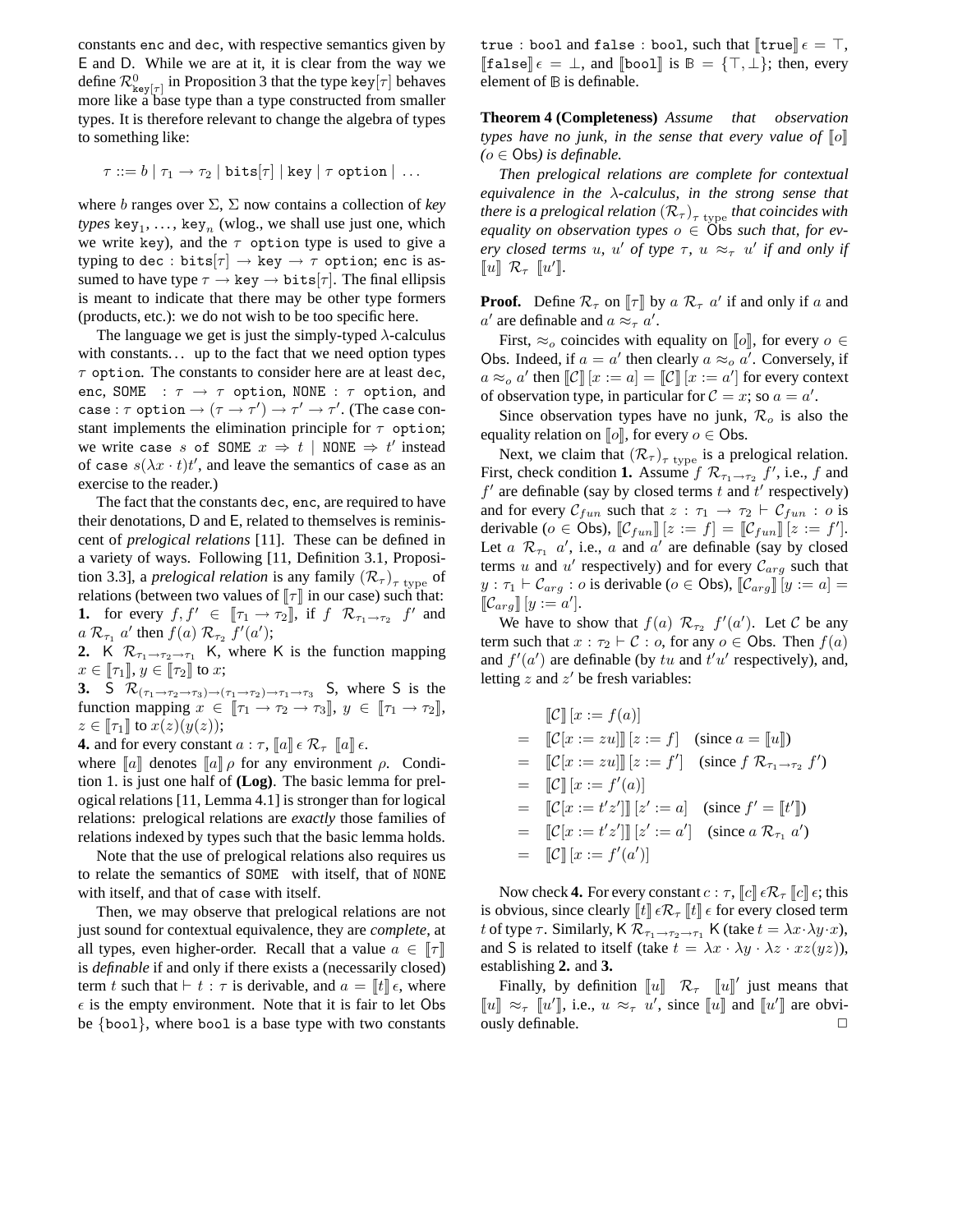constants `enc` and `dec`, with respective semantics given by E and D. While we are at it, it is clear from the way we define $\mathcal{R}^0_{\mathtt{key}[\tau]}$ in Proposition 3 that the type $\mathtt{key}[\tau]$ behaves more like a base type than a type constructed from smaller types. It is therefore relevant to change the algebra of types to something like:

$$\tau ::= b \mid \tau_1 \to \tau_2 \mid \mathtt{bits}[\tau] \mid \mathtt{key} \mid \tau \ \mathtt{option} \mid \ \ldots$$

where $b$ ranges over $\Sigma$, $\Sigma$ now contains a collection of *key types* $\mathtt{key}_1, \ldots, \mathtt{key}_n$ (wlog., we shall use just one, which we write `key`), and the $\tau$ `option` type is used to give a typing to $\mathtt{dec} : \mathtt{bits}[\tau] \to \mathtt{key} \to \tau \ \mathtt{option}$; `enc` is assumed to have type $\tau \to \mathtt{key} \to \mathtt{bits}[\tau]$. The final ellipsis is meant to indicate that there may be other type formers (products, etc.): we do not wish to be too specific here.

The language we get is just the simply-typed $\lambda$-calculus with constants… up to the fact that we need option types $\tau$ `option`. The constants to consider here are at least `dec`, `enc`, $\mathtt{SOME} : \tau \to \tau \ \mathtt{option}$, $\mathtt{NONE} : \tau \ \mathtt{option}$, and $\mathtt{case} : \tau \ \mathtt{option} \to (\tau \to \tau') \to \tau' \to \tau'$. (The `case` constant implements the elimination principle for $\tau$ `option`; we write $\mathtt{case}\ s\ \mathtt{of}\ \mathtt{SOME}\ x \Rightarrow t \mid \mathtt{NONE} \Rightarrow t'$ instead of $\mathtt{case}\ s(\lambda x \cdot t)t'$, and leave the semantics of `case` as an exercise to the reader.)

The fact that the constants `dec`, `enc`, are required to have their denotations, D and E, related to themselves is reminiscent of *prelogical relations* [11]. These can be defined in a variety of ways. Following [11, Definition 3.1, Proposition 3.3], a *prelogical relation* is any family $(\mathcal{R}_\tau)_{\tau \text{ type}}$ of relations (between two values of $[\![\tau]\!]$ in our case) such that:

**1.** for every $f, f' \in [\![\tau_1 \to \tau_2]\!]$, if $f \ \mathcal{R}_{\tau_1 \to \tau_2} \ f'$ and $a \ \mathcal{R}_{\tau_1} \ a'$ then $f(a) \ \mathcal{R}_{\tau_2} \ f'(a')$;

**2.** $\mathsf{K} \ \mathcal{R}_{\tau_1 \to \tau_2 \to \tau_1} \ \mathsf{K}$, where K is the function mapping $x \in [\![\tau_1]\!]$, $y \in [\![\tau_2]\!]$ to $x$;

**3.** $\mathsf{S} \ \mathcal{R}_{(\tau_1 \to \tau_2 \to \tau_3) \to (\tau_1 \to \tau_2) \to \tau_1 \to \tau_3} \ \mathsf{S}$, where S is the function mapping $x \in [\![\tau_1 \to \tau_2 \to \tau_3]\!]$, $y \in [\![\tau_1 \to \tau_2]\!]$, $z \in [\![\tau_1]\!]$ to $x(z)(y(z))$;

**4.** and for every constant $a : \tau$, $[\![a]\!] \epsilon \ \mathcal{R}_\tau \ [\![a]\!] \epsilon$.

where $[\![a]\!] \rho$ denotes $[\![a]\!] \rho$ for any environment $\rho$. Condition 1. is just one half of **(Log)**. The basic lemma for prelogical relations [11, Lemma 4.1] is stronger than for logical relations: prelogical relations are *exactly* those families of relations indexed by types such that the basic lemma holds.

Note that the use of prelogical relations also requires us to relate the semantics of `SOME` with itself, that of `NONE` with itself, and that of `case` with itself.

Then, we may observe that prelogical relations are not just sound for contextual equivalence, they are *complete*, at all types, even higher-order. Recall that a value $a \in [\![\tau]\!]$ is *definable* if and only if there exists a (necessarily closed) term $t$ such that $\vdash t : \tau$ is derivable, and $a = [\![t]\!] \epsilon$, where $\epsilon$ is the empty environment. Note that it is fair to let Obs be $\{\mathtt{bool}\}$, where `bool` is a base type with two constants $\mathtt{true} : \mathtt{bool}$ and $\mathtt{false} : \mathtt{bool}$, such that $[\![\mathtt{true}]\!] \epsilon = \top$, $[\![\mathtt{false}]\!] \epsilon = \bot$, and $[\![\mathtt{bool}]\!]$ is $\mathbb{B} = \{\top, \bot\}$; then, every element of $\mathbb{B}$ is definable.

**Theorem 4 (Completeness)** *Assume that observation types have no junk, in the sense that every value of $[\![o]\!]$ ($o \in \mathsf{Obs}$) is definable.*

*Then prelogical relations are complete for contextual equivalence in the $\lambda$-calculus, in the strong sense that there is a prelogical relation $(\mathcal{R}_\tau)_{\tau \text{ type}}$ that coincides with equality on observation types $o \in \mathsf{Obs}$ such that, for every closed terms $u$, $u'$ of type $\tau$, $u \approx_\tau u'$ if and only if $[\![u]\!] \ \mathcal{R}_\tau \ [\![u']\!]$.*

**Proof.** Define $\mathcal{R}_\tau$ on $[\![\tau]\!]$ by $a \ \mathcal{R}_\tau \ a'$ if and only if $a$ and $a'$ are definable and $a \approx_\tau a'$.

First, $\approx_o$ coincides with equality on $[\![o]\!]$, for every $o \in \mathsf{Obs}$. Indeed, if $a = a'$ then clearly $a \approx_o a'$. Conversely, if $a \approx_o a'$ then $[\![\mathcal{C}]\!] [x := a] = [\![\mathcal{C}]\!] [x := a']$ for every context of observation type, in particular for $\mathcal{C} = x$; so $a = a'$.

Since observation types have no junk, $\mathcal{R}_o$ is also the equality relation on $[\![o]\!]$, for every $o \in \mathsf{Obs}$.

Next, we claim that $(\mathcal{R}_\tau)_{\tau \text{ type}}$ is a prelogical relation. First, check condition **1.** Assume $f \ \mathcal{R}_{\tau_1 \to \tau_2} \ f'$, i.e., $f$ and $f'$ are definable (say by closed terms $t$ and $t'$ respectively) and for every $\mathcal{C}_{fun}$ such that $z : \tau_1 \to \tau_2 \vdash \mathcal{C}_{fun} : o$ is derivable ($o \in \mathsf{Obs}$), $[\![\mathcal{C}_{fun}]\!] [z := f] = [\![\mathcal{C}_{fun}]\!] [z := f']$. Let $a \ \mathcal{R}_{\tau_1} \ a'$, i.e., $a$ and $a'$ are definable (say by closed terms $u$ and $u'$ respectively) and for every $\mathcal{C}_{arg}$ such that $y : \tau_1 \vdash \mathcal{C}_{arg} : o$ is derivable ($o \in \mathsf{Obs}$), $[\![\mathcal{C}_{arg}]\!] [y := a] = [\![\mathcal{C}_{arg}]\!] [y := a']$.

We have to show that $f(a) \ \mathcal{R}_{\tau_2} \ f'(a')$. Let $\mathcal{C}$ be any term such that $x : \tau_2 \vdash \mathcal{C} : o$, for any $o \in \mathsf{Obs}$. Then $f(a)$ and $f'(a')$ are definable (by $tu$ and $t'u'$ respectively), and, letting $z$ and $z'$ be fresh variables:

$$\begin{aligned}
& [\![\mathcal{C}]\!] [x := f(a)] \\
= \ & [\![\mathcal{C}[x := zu]]\!] [z := f] \quad (\text{since } a = [\![u]\!]) \\
= \ & [\![\mathcal{C}[x := zu]]\!] [z := f'] \quad (\text{since } f \ \mathcal{R}_{\tau_1 \to \tau_2} \ f') \\
= \ & [\![\mathcal{C}]\!] [x := f'(a)] \\
= \ & [\![\mathcal{C}[x := t'z']]\!] [z' := a] \quad (\text{since } f' = [\![t']\!]) \\
= \ & [\![\mathcal{C}[x := t'z']]\!] [z' := a'] \quad (\text{since } a \ \mathcal{R}_{\tau_1} \ a') \\
= \ & [\![\mathcal{C}]\!] [x := f'(a')]
\end{aligned}$$

Now check **4.** For every constant $c : \tau$, $[\![c]\!] \epsilon \mathcal{R}_\tau [\![c]\!] \epsilon$; this is obvious, since clearly $[\![t]\!] \epsilon \mathcal{R}_\tau [\![t]\!] \epsilon$ for every closed term $t$ of type $\tau$. Similarly, $\mathsf{K} \ \mathcal{R}_{\tau_1 \to \tau_2 \to \tau_1} \ \mathsf{K}$ (take $t = \lambda x \cdot \lambda y \cdot x$), and S is related to itself (take $t = \lambda x \cdot \lambda y \cdot \lambda z \cdot xz(yz)$), establishing **2.** and **3.**

Finally, by definition $[\![u]\!] \ \mathcal{R}_\tau \ [\![u]\!]'$ just means that $[\![u]\!] \approx_\tau [\![u']\!]$, i.e., $u \approx_\tau u'$, since $[\![u]\!]$ and $[\![u']\!]$ are obviously definable. $\square$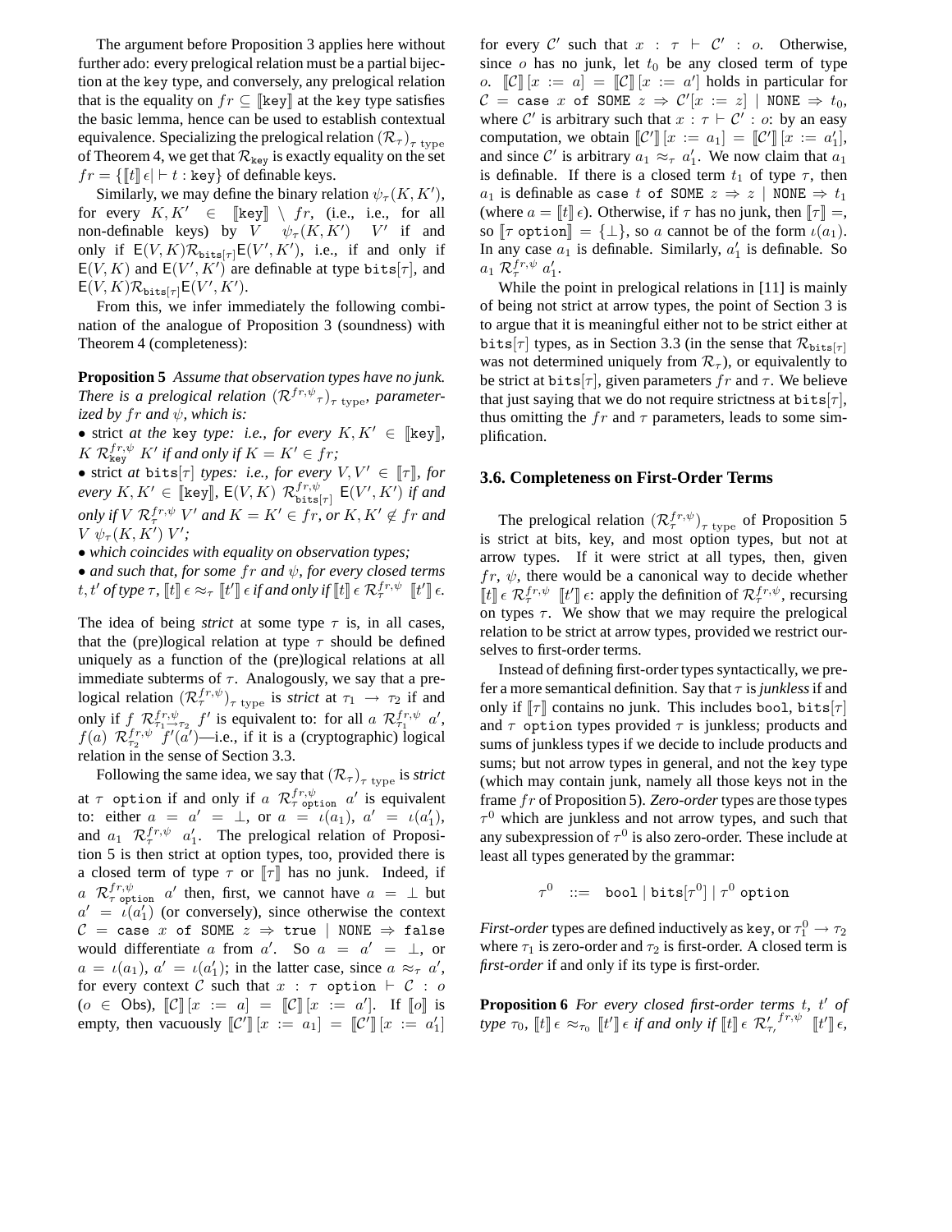The argument before Proposition 3 applies here without further ado: every prelogical relation must be a partial bijection at the key type, and conversely, any prelogical relation that is the equality on $fr \subseteq [\![\texttt{key}]\!]$ at the key type satisfies the basic lemma, hence can be used to establish contextual equivalence. Specializing the prelogical relation $(\mathcal{R}_\tau)_{\tau \text{ type}}$ of Theorem 4, we get that $\mathcal{R}_{\texttt{key}}$ is exactly equality on the set $fr = \{[\![t]\!]\,\epsilon \mid \vdash t : \texttt{key}\}$ of definable keys.

Similarly, we may define the binary relation $\psi_\tau(K, K')$, for every $K, K' \in [\![\texttt{key}]\!] \setminus fr$, (i.e., i.e., for all non-definable keys) by $V \quad \psi_\tau(K, K') \quad V'$ if and only if $\mathsf{E}(V, K)\mathcal{R}_{\texttt{bits}[\tau]}\mathsf{E}(V', K')$, i.e., if and only if $\mathsf{E}(V, K)$ and $\mathsf{E}(V', K')$ are definable at type $\texttt{bits}[\tau]$, and $\mathsf{E}(V, K)\mathcal{R}_{\texttt{bits}[\tau]}\mathsf{E}(V', K')$.

From this, we infer immediately the following combination of the analogue of Proposition 3 (soundness) with Theorem 4 (completeness):

**Proposition 5** *Assume that observation types have no junk. There is a prelogical relation $(\mathcal{R}^{fr,\psi}{}_\tau)_{\tau \text{ type}}$, parameterized by $fr$ and $\psi$, which is:*

- strict *at the* key *type: i.e., for every $K, K' \in [\![\texttt{key}]\!]$, $K \; \mathcal{R}^{fr,\psi}_{\texttt{key}} \; K'$ if and only if $K = K' \in fr$;*
- strict *at* $\texttt{bits}[\tau]$ *types: i.e., for every $V, V' \in [\![\tau]\!]$, for every $K, K' \in [\![\texttt{key}]\!]$, $\mathsf{E}(V, K) \; \mathcal{R}^{fr,\psi}_{\texttt{bits}[\tau]} \; \mathsf{E}(V', K')$ if and only if $V \; \mathcal{R}^{fr,\psi}_\tau \; V'$ and $K = K' \in fr$, or $K, K' \notin fr$ and $V \; \psi_\tau(K, K') \; V'$;*
- *which coincides with equality on observation types;*
- *and such that, for some $fr$ and $\psi$, for every closed terms $t, t'$ of type $\tau$, $[\![t]\!]\,\epsilon \approx_\tau [\![t']\!]\,\epsilon$ if and only if $[\![t]\!]\,\epsilon \; \mathcal{R}^{fr,\psi}_\tau \; [\![t']\!]\,\epsilon$.*

The idea of being *strict* at some type $\tau$ is, in all cases, that the (pre)logical relation at type $\tau$ should be defined uniquely as a function of the (pre)logical relations at all immediate subterms of $\tau$. Analogously, we say that a prelogical relation $(\mathcal{R}^{fr,\psi}_\tau)_{\tau \text{ type}}$ is *strict* at $\tau_1 \to \tau_2$ if and only if $f \; \mathcal{R}^{fr,\psi}_{\tau_1 \to \tau_2} \; f'$ is equivalent to: for all $a \; \mathcal{R}^{fr,\psi}_{\tau_1} \; a'$, $f(a) \; \mathcal{R}^{fr,\psi}_{\tau_2} \; f'(a')$—i.e., if it is a (cryptographic) logical relation in the sense of Section 3.3.

Following the same idea, we say that $(\mathcal{R}_\tau)_{\tau \text{ type}}$ is *strict* at $\tau$ option if and only if $a \; \mathcal{R}^{fr,\psi}_{\tau \text{ option}} \; a'$ is equivalent to: either $a = a' = \bot$, or $a = \iota(a_1)$, $a' = \iota(a'_1)$, and $a_1 \; \mathcal{R}^{fr,\psi}_\tau \; a'_1$. The prelogical relation of Proposition 5 is then strict at option types, too, provided there is a closed term of type $\tau$ or $[\![\tau]\!]$ has no junk. Indeed, if $a \; \mathcal{R}^{fr,\psi}_{\tau \text{ option}} \; a'$ then, first, we cannot have $a = \bot$ but $a' = \iota(a'_1)$ (or conversely), since otherwise the context $\mathcal{C} = \texttt{case } x \texttt{ of SOME } z \Rightarrow \texttt{true} \mid \texttt{NONE} \Rightarrow \texttt{false}$ would differentiate $a$ from $a'$. So $a = a' = \bot$, or $a = \iota(a_1)$, $a' = \iota(a'_1)$; in the latter case, since $a \approx_\tau a'$, for every context $\mathcal{C}$ such that $x : \tau \text{ option} \vdash \mathcal{C} : o$ ($o \in \mathsf{Obs}$), $[\![\mathcal{C}]\!]\,[x := a] = [\![\mathcal{C}]\!]\,[x := a']$. If $[\![o]\!]$ is empty, then vacuously $[\![\mathcal{C}']\!]\,[x := a_1] = [\![\mathcal{C}']\!]\,[x := a'_1]$ for every $\mathcal{C}'$ such that $x : \tau \vdash \mathcal{C}' : o$. Otherwise, since $o$ has no junk, let $t_0$ be any closed term of type $o$. $[\![\mathcal{C}]\!]\,[x := a] = [\![\mathcal{C}]\!]\,[x := a']$ holds in particular for $\mathcal{C} = \texttt{case } x \texttt{ of SOME } z \Rightarrow \mathcal{C}'[x := z] \mid \texttt{NONE} \Rightarrow t_0$, where $\mathcal{C}'$ is arbitrary such that $x : \tau \vdash \mathcal{C}' : o$: by an easy computation, we obtain $[\![\mathcal{C}']\!]\,[x := a_1] = [\![\mathcal{C}']\!]\,[x := a'_1]$, and since $\mathcal{C}'$ is arbitrary $a_1 \approx_\tau a'_1$. We now claim that $a_1$ is definable. If there is a closed term $t_1$ of type $\tau$, then $a_1$ is definable as $\texttt{case } t \texttt{ of SOME } z \Rightarrow z \mid \texttt{NONE} \Rightarrow t_1$ (where $a = [\![t]\!]\,\epsilon$). Otherwise, if $\tau$ has no junk, then $[\![\tau]\!] =$, so $[\![\tau \text{ option}]\!] = \{\bot\}$, so $a$ cannot be of the form $\iota(a_1)$. In any case $a_1$ is definable. Similarly, $a'_1$ is definable. So $a_1 \; \mathcal{R}^{fr,\psi}_\tau \; a'_1$.

While the point in prelogical relations in [11] is mainly of being not strict at arrow types, the point of Section 3 is to argue that it is meaningful either not to be strict either at $\texttt{bits}[\tau]$ types, as in Section 3.3 (in the sense that $\mathcal{R}_{\texttt{bits}[\tau]}$ was not determined uniquely from $\mathcal{R}_\tau$), or equivalently to be strict at $\texttt{bits}[\tau]$, given parameters $fr$ and $\tau$. We believe that just saying that we do not require strictness at $\texttt{bits}[\tau]$, thus omitting the $fr$ and $\tau$ parameters, leads to some simplification.

### 3.6. Completeness on First-Order Terms

The prelogical relation $(\mathcal{R}^{fr,\psi}_\tau)_{\tau \text{ type}}$ of Proposition 5 is strict at bits, key, and most option types, but not at arrow types. If it were strict at all types, then, given $fr$, $\psi$, there would be a canonical way to decide whether $[\![t]\!]\,\epsilon \; \mathcal{R}^{fr,\psi}_\tau \; [\![t']\!]\,\epsilon$: apply the definition of $\mathcal{R}^{fr,\psi}_\tau$, recursing on types $\tau$. We show that we may require the prelogical relation to be strict at arrow types, provided we restrict ourselves to first-order terms.

Instead of defining first-order types syntactically, we prefer a more semantical definition. Say that $\tau$ is *junkless* if and only if $[\![\tau]\!]$ contains no junk. This includes bool, $\texttt{bits}[\tau]$ and $\tau$ option types provided $\tau$ is junkless; products and sums of junkless types if we decide to include products and sums; but not arrow types in general, and not the key type (which may contain junk, namely all those keys not in the frame $fr$ of Proposition 5). *Zero-order* types are those types $\tau^0$ which are junkless and not arrow types, and such that any subexpression of $\tau^0$ is also zero-order. These include at least all types generated by the grammar:

$$\tau^0 \quad ::= \quad \texttt{bool} \mid \texttt{bits}[\tau^0] \mid \tau^0 \texttt{ option}$$

*First-order* types are defined inductively as key, or $\tau^0_1 \to \tau_2$ where $\tau_1$ is zero-order and $\tau_2$ is first-order. A closed term is *first-order* if and only if its type is first-order.

**Proposition 6** *For every closed first-order terms $t$, $t'$ of type $\tau_0$, $[\![t]\!]\,\epsilon \approx_{\tau_0} [\![t']\!]\,\epsilon$ if and only if $[\![t]\!]\,\epsilon \; \mathcal{R}'^{fr,\psi}_{\tau_\prime} \; [\![t']\!]\,\epsilon$,*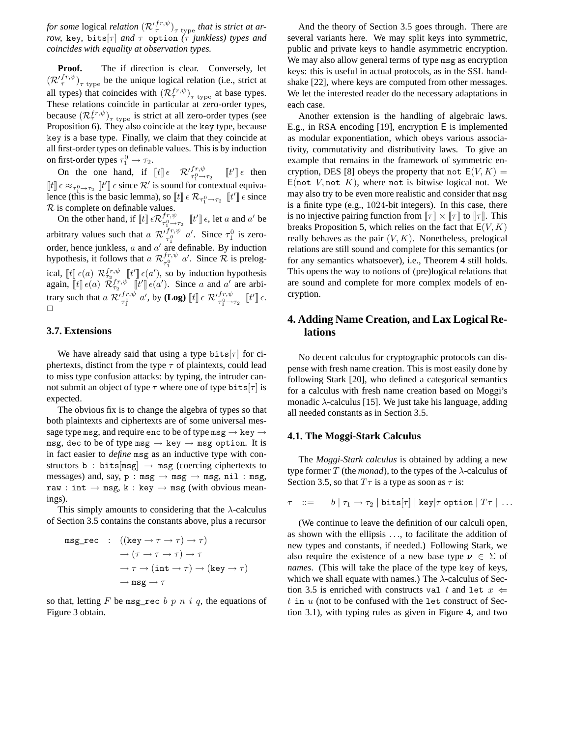*for some* logical *relation* $(\mathcal{R}'^{fr,\psi}_\tau)_{\tau \text{ type}}$ *that is strict at arrow,* `key`*,* $\texttt{bits}[\tau]$ *and* $\tau$ `option` *(*$\tau$ *junkless) types and coincides with equality at observation types.*

**Proof.** The if direction is clear. Conversely, let $(\mathcal{R}'^{fr,\psi}_\tau)_{\tau \text{ type}}$ be the unique logical relation (i.e., strict at all types) that coincides with $(\mathcal{R}^{fr,\psi}_\tau)_{\tau \text{ type}}$ at base types. These relations coincide in particular at zero-order types, because $(\mathcal{R}^{fr,\psi}_\tau)_{\tau \text{ type}}$ is strict at all zero-order types (see Proposition 6). They also coincide at the `key` type, because `key` is a base type. Finally, we claim that they coincide at all first-order types on definable values. This is by induction on first-order types $\tau_1^0 \to \tau_2$.

On the one hand, if $[\![t]\!]\,\epsilon \quad \mathcal{R}'^{fr,\psi}_{\tau_1^0 \to \tau_2} \quad [\![t']\!]\,\epsilon$ then $[\![t]\!]\,\epsilon \approx_{\tau_1^0 \to \tau_2} [\![t']\!]\,\epsilon$ since $\mathcal{R}'$ is sound for contextual equivalence (this is the basic lemma), so $[\![t]\!]\,\epsilon\ \mathcal{R}_{\tau_1^0 \to \tau_2}\ [\![t']\!]\,\epsilon$ since $\mathcal{R}$ is complete on definable values.

On the other hand, if $[\![t]\!]\,\epsilon \mathcal{R}^{fr,\psi}_{\tau_1^0 \to \tau_2}\ [\![t']\!]\,\epsilon$, let $a$ and $a'$ be arbitrary values such that $a\ \mathcal{R}'^{fr,\psi}_{\tau_1^0}\ a'$. Since $\tau_1^0$ is zero-order, hence junkless, $a$ and $a'$ are definable. By induction hypothesis, it follows that $a\ \mathcal{R}^{fr,\psi}_{\tau_1^0}\ a'$. Since $\mathcal{R}$ is prelogical, $[\![t]\!]\,\epsilon(a)\ \mathcal{R}^{fr,\psi}_{\tau_2}\ [\![t']\!]\,\epsilon(a')$, so by induction hypothesis again, $[\![t]\!]\,\epsilon(a)\ \mathcal{R}'^{fr,\psi}_{\tau_2}\ [\![t']\!]\,\epsilon(a')$. Since $a$ and $a'$ are arbitrary such that $a\ \mathcal{R}'^{fr,\psi}_{\tau_1^0}\ a'$, by **(Log)** $[\![t]\!]\,\epsilon\ \mathcal{R}'^{fr,\psi}_{\tau_1^0 \to \tau_2}\ [\![t']\!]\,\epsilon$. $\square$

### 3.7. Extensions

We have already said that using a type $\texttt{bits}[\tau]$ for ciphertexts, distinct from the type $\tau$ of plaintexts, could lead to miss type confusion attacks: by typing, the intruder cannot submit an object of type $\tau$ where one of type $\texttt{bits}[\tau]$ is expected.

The obvious fix is to change the algebra of types so that both plaintexts and ciphertexts are of some universal message type `msg`, and require `enc` to be of type $\texttt{msg} \to \texttt{key} \to \texttt{msg}$, `dec` to be of type $\texttt{msg} \to \texttt{key} \to \texttt{msg option}$. It is in fact easier to *define* `msg` as an inductive type with constructors $\texttt{b} : \texttt{bits}[\texttt{msg}] \to \texttt{msg}$ (coercing ciphertexts to messages) and, say, $\texttt{p} : \texttt{msg} \to \texttt{msg} \to \texttt{msg}$, $\texttt{nil} : \texttt{msg}$, $\texttt{raw} : \texttt{int} \to \texttt{msg}$, $\texttt{k} : \texttt{key} \to \texttt{msg}$ (with obvious meanings).

This simply amounts to considering that the $\lambda$-calculus of Section 3.5 contains the constants above, plus a recursor

$$
\begin{aligned}
\texttt{msg\_rec} \quad : \quad & ((\texttt{key} \to \tau \to \tau) \to \tau) \\
& \to (\tau \to \tau \to \tau) \to \tau \\
& \to \tau \to (\texttt{int} \to \tau) \to (\texttt{key} \to \tau) \\
& \to \texttt{msg} \to \tau
\end{aligned}
$$

so that, letting $F$ be $\texttt{msg\_rec}\ b\ p\ n\ i\ q$, the equations of Figure 3 obtain.

And the theory of Section 3.5 goes through. There are several variants here. We may split keys into symmetric, public and private keys to handle asymmetric encryption. We may also allow general terms of type `msg` as encryption keys: this is useful in actual protocols, as in the SSL handshake [22], where keys are computed from other messages. We let the interested reader do the necessary adaptations in each case.

Another extension is the handling of algebraic laws. E.g., in RSA encoding [19], encryption $\mathsf{E}$ is implemented as modular exponentiation, which obeys various associativity, commutativity and distributivity laws. To give an example that remains in the framework of symmetric encryption, DES [8] obeys the property that $\texttt{not}\ \mathsf{E}(V, K) = \mathsf{E}(\texttt{not}\ V, \texttt{not}\ K)$, where `not` is bitwise logical not. We may also try to be even more realistic and consider that `msg` is a finite type (e.g., 1024-bit integers). In this case, there is no injective pairing function from $[\![\tau]\!] \times [\![\tau]\!]$ to $[\![\tau]\!]$. This breaks Proposition 5, which relies on the fact that $\mathsf{E}(V, K)$ really behaves as the pair $(V, K)$. Nonetheless, prelogical relations are still sound and complete for this semantics (or for any semantics whatsoever), i.e., Theorem 4 still holds. This opens the way to notions of (pre)logical relations that are sound and complete for more complex models of encryption.

## 4. Adding Name Creation, and Lax Logical Relations

No decent calculus for cryptographic protocols can dispense with fresh name creation. This is most easily done by following Stark [20], who defined a categorical semantics for a calculus with fresh name creation based on Moggi's monadic $\lambda$-calculus [15]. We just take his language, adding all needed constants as in Section 3.5.

### 4.1. The Moggi-Stark Calculus

The *Moggi-Stark calculus* is obtained by adding a new type former $T$ (the *monad*), to the types of the $\lambda$-calculus of Section 3.5, so that $T\tau$ is a type as soon as $\tau$ is:

$$
\tau \quad ::= \quad b \mid \tau_1 \to \tau_2 \mid \texttt{bits}[\tau] \mid \texttt{key} \mid \tau\ \texttt{option} \mid T\tau \mid \ldots
$$

(We continue to leave the definition of our calculi open, as shown with the ellipsis $\ldots$, to facilitate the addition of new types and constants, if needed.) Following Stark, we also require the existence of a new base type $\boldsymbol{\nu} \in \Sigma$ of *names*. (This will take the place of the type `key` of keys, which we shall equate with names.) The $\lambda$-calculus of Section 3.5 is enriched with constructs $\texttt{val}\ t$ and $\texttt{let}\ x \Leftarrow t\ \texttt{in}\ u$ (not to be confused with the `let` construct of Section 3.1), with typing rules as given in Figure 4, and two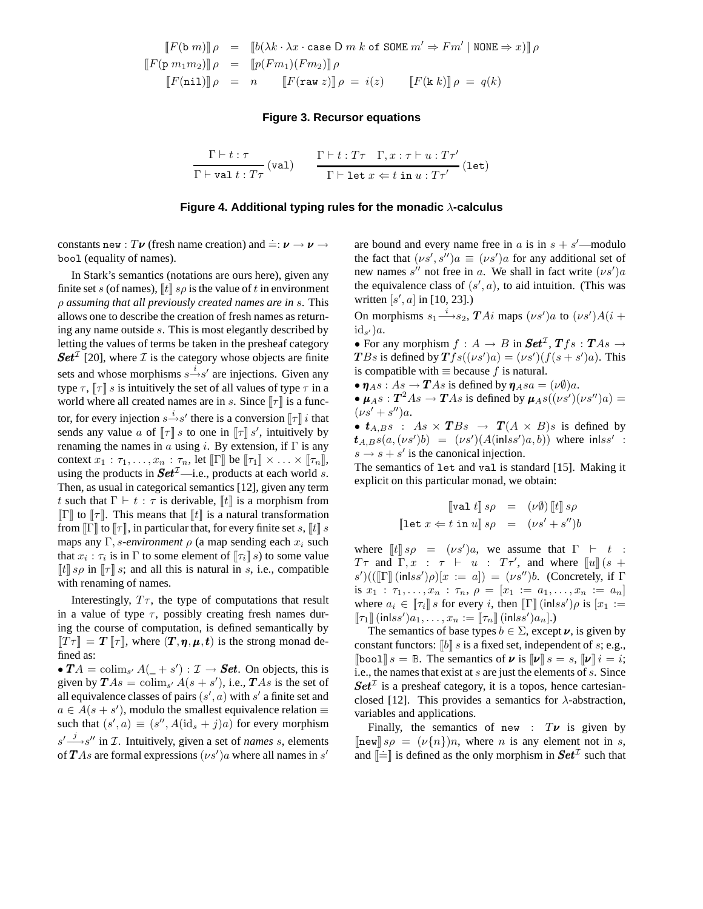$$
\begin{aligned}
[\![F(\mathtt{b}\ m)]\!]\,\rho &= [\![b(\lambda k\cdot\lambda x\cdot \mathtt{case}\ \mathsf{D}\ m\ k\ \mathtt{of}\ \mathtt{SOME}\ m' \Rightarrow Fm' \mid \mathtt{NONE} \Rightarrow x)]\!]\,\rho \\
[\![F(\mathtt{p}\ m_1 m_2)]\!]\,\rho &= [\![p(Fm_1)(Fm_2)]\!]\,\rho \\
[\![F(\mathtt{nil})]\!]\,\rho &= n \qquad [\![F(\mathtt{raw}\ z)]\!]\,\rho \;=\; i(z) \qquad [\![F(\mathtt{k}\ k)]\!]\,\rho \;=\; q(k)
\end{aligned}
$$

**Figure 3. Recursor equations**

$$
\frac{\Gamma \vdash t : \tau}{\Gamma \vdash \mathtt{val}\ t : T\tau}\,(\mathtt{val}) \qquad \frac{\Gamma \vdash t : T\tau \quad \Gamma, x : \tau \vdash u : T\tau'}{\Gamma \vdash \mathtt{let}\ x \Leftarrow t\ \mathtt{in}\ u : T\tau'}\,(\mathtt{let})
$$

**Figure 4. Additional typing rules for the monadic $\lambda$-calculus**

constants $\mathtt{new} : T\boldsymbol{\nu}$ (fresh name creation) and $\doteq : \boldsymbol{\nu} \to \boldsymbol{\nu} \to \mathtt{bool}$ (equality of names).

In Stark's semantics (notations are ours here), given any finite set $s$ (of names), $[\![t]\!]\,s\rho$ is the value of $t$ in environment $\rho$ *assuming that all previously created names are in $s$*. This allows one to describe the creation of fresh names as returning any name outside $s$. This is most elegantly described by letting the values of terms be taken in the presheaf category $\boldsymbol{Set}^{\mathcal{I}}$ [20], where $\mathcal{I}$ is the category whose objects are finite sets and whose morphisms $s \xrightarrow{i} s'$ are injections. Given any type $\tau$, $[\![\tau]\!]\,s$ is intuitively the set of all values of type $\tau$ in a world where all created names are in $s$. Since $[\![\tau]\!]$ is a functor, for every injection $s \xrightarrow{i} s'$ there is a conversion $[\![\tau]\!]\,i$ that sends any value $a$ of $[\![\tau]\!]\,s$ to one in $[\![\tau]\!]\,s'$, intuitively by renaming the names in $a$ using $i$. By extension, if $\Gamma$ is any context $x_1 : \tau_1, \ldots, x_n : \tau_n$, let $[\![\Gamma]\!]$ be $[\![\tau_1]\!] \times \ldots \times [\![\tau_n]\!]$, using the products in $\boldsymbol{Set}^{\mathcal{I}}$—i.e., products at each world $s$. Then, as usual in categorical semantics [12], given any term $t$ such that $\Gamma \vdash t : \tau$ is derivable, $[\![t]\!]$ is a morphism from $[\![\Gamma]\!]$ to $[\![\tau]\!]$. This means that $[\![t]\!]$ is a natural transformation from $[\![\Gamma]\!]$ to $[\![\tau]\!]$, in particular that, for every finite set $s$, $[\![t]\!]\,s$ maps any $\Gamma, s$*-environment* $\rho$ (a map sending each $x_i$ such that $x_i : \tau_i$ is in $\Gamma$ to some element of $[\![\tau_i]\!]\,s$) to some value $[\![t]\!]\,s\rho$ in $[\![\tau]\!]\,s$; and all this is natural in $s$, i.e., compatible with renaming of names.

Interestingly, $T\tau$, the type of computations that result in a value of type $\tau$, possibly creating fresh names during the course of computation, is defined semantically by $[\![T\tau]\!] = \boldsymbol{T}\,[\![\tau]\!]$, where $(\boldsymbol{T}, \boldsymbol{\eta}, \boldsymbol{\mu}, \boldsymbol{t})$ is the strong monad defined as:

- $\boldsymbol{T}A = \operatorname{colim}_{s'} A(\_ + s') : \mathcal{I} \to \boldsymbol{Set}$. On objects, this is given by $\boldsymbol{T}As = \operatorname{colim}_{s'} A(s + s')$, i.e., $\boldsymbol{T}As$ is the set of all equivalence classes of pairs $(s', a)$ with $s'$ a finite set and $a \in A(s + s')$, modulo the smallest equivalence relation $\equiv$ such that $(s', a) \equiv (s'', A(\mathrm{id}_s + j)a)$ for every morphism $s' \xrightarrow{j} s''$ in $\mathcal{I}$. Intuitively, given a set of *names* $s$, elements of $\boldsymbol{T}As$ are formal expressions $(\nu s')a$ where all names in $s'$ are bound and every name free in $a$ is in $s + s'$—modulo the fact that $(\nu s', s'')a \equiv (\nu s')a$ for any additional set of new names $s''$ not free in $a$. We shall in fact write $(\nu s')a$ the equivalence class of $(s', a)$, to aid intuition. (This was written $[s', a]$ in [10, 23].)

On morphisms $s_1 \xrightarrow{i} s_2$, $\boldsymbol{T}Ai$ maps $(\nu s')a$ to $(\nu s')A(i + \mathrm{id}_{s'})a$.

- For any morphism $f : A \to B$ in $\boldsymbol{Set}^{\mathcal{I}}$, $\boldsymbol{T}fs : \boldsymbol{T}As \to \boldsymbol{T}Bs$ is defined by $\boldsymbol{T}fs((\nu s')a) = (\nu s')(f(s + s')a)$. This is compatible with $\equiv$ because $f$ is natural.
- $\boldsymbol{\eta}_A s : As \to \boldsymbol{T}As$ is defined by $\boldsymbol{\eta}_A sa = (\nu\emptyset)a$.
- $\boldsymbol{\mu}_A s : \boldsymbol{T}^2 As \to \boldsymbol{T}As$ is defined by $\boldsymbol{\mu}_A s((\nu s')(\nu s'')a) = (\nu s' + s'')a$.
- $\boldsymbol{t}_{A,B} s : As \times \boldsymbol{T}Bs \to \boldsymbol{T}(A \times B)s$ is defined by $\boldsymbol{t}_{A,B} s(a, (\nu s')b) = (\nu s')(A(\mathsf{inl} ss')a, b))$ where $\mathsf{inl} ss' : s \to s + s'$ is the canonical injection.

The semantics of `let` and `val` is standard [15]. Making it explicit on this particular monad, we obtain:

$$
\begin{aligned}
[\![\mathtt{val}\ t]\!]\,s\rho &= (\nu\emptyset)\,[\![t]\!]\,s\rho \\
[\![\mathtt{let}\ x \Leftarrow t\ \mathtt{in}\ u]\!]\,s\rho &= (\nu s' + s'')b
\end{aligned}
$$

where $[\![t]\!]\,s\rho = (\nu s')a$, we assume that $\Gamma \vdash t : T\tau$ and $\Gamma, x : \tau \vdash u : T\tau'$, and where $[\![u]\!]\,(s + s')(([\![\Gamma]\!]\,(\mathsf{inl} ss')\rho)[x := a]) = (\nu s'')b$. (Concretely, if $\Gamma$ is $x_1 : \tau_1, \ldots, x_n : \tau_n$, $\rho = [x_1 := a_1, \ldots, x_n := a_n]$ where $a_i \in [\![\tau_i]\!]\,s$ for every $i$, then $[\![\Gamma]\!]\,(\mathsf{inl} ss')\rho$ is $[x_1 := [\![\tau_1]\!]\,(\mathsf{inl} ss')a_1, \ldots, x_n := [\![\tau_n]\!]\,(\mathsf{inl} ss')a_n]$.)

The semantics of base types $b \in \Sigma$, except $\boldsymbol{\nu}$, is given by constant functors: $[\![b]\!]\,s$ is a fixed set, independent of $s$; e.g., $[\![\mathtt{bool}]\!]\,s = \mathbb{B}$. The semantics of $\boldsymbol{\nu}$ is $[\![\boldsymbol{\nu}]\!]\,s = s$, $[\![\boldsymbol{\nu}]\!]\,i = i$; i.e., the names that exist at $s$ are just the elements of $s$. Since $\boldsymbol{Set}^{\mathcal{I}}$ is a presheaf category, it is a topos, hence cartesian-closed [12]. This provides a semantics for $\lambda$-abstraction, variables and applications.

Finally, the semantics of $\mathtt{new} : T\boldsymbol{\nu}$ is given by $[\![\mathtt{new}]\!]\,s\rho = (\nu\{n\})n$, where $n$ is any element not in $s$, and $[\![\doteq]\!]$ is defined as the only morphism in $\boldsymbol{Set}^{\mathcal{I}}$ such that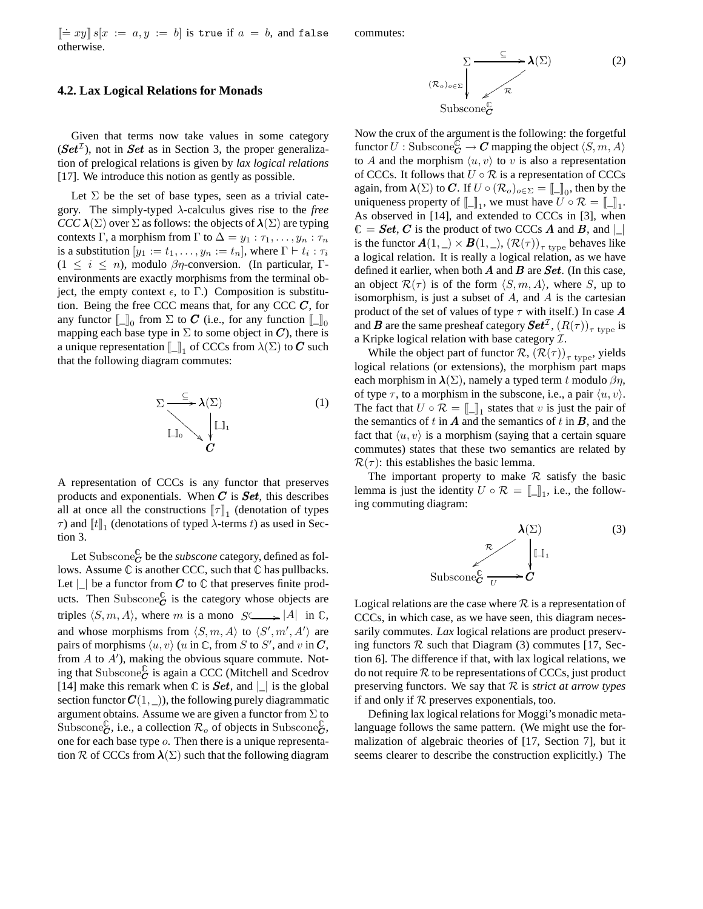$[\![\doteq xy]\!]\, s[x := a, y := b]$ is true if $a = b$, and false otherwise.

### 4.2. Lax Logical Relations for Monads

Given that terms now take values in some category ($\boldsymbol{Set}^{\mathcal{I}}$), not in $\boldsymbol{Set}$ as in Section 3, the proper generalization of prelogical relations is given by *lax logical relations* [17]. We introduce this notion as gently as possible.

Let $\Sigma$ be the set of base types, seen as a trivial category. The simply-typed $\lambda$-calculus gives rise to the *free CCC* $\boldsymbol{\lambda}(\Sigma)$ over $\Sigma$ as follows: the objects of $\boldsymbol{\lambda}(\Sigma)$ are typing contexts $\Gamma$, a morphism from $\Gamma$ to $\Delta = y_1 : \tau_1, \ldots, y_n : \tau_n$ is a substitution $[y_1 := t_1, \ldots, y_n := t_n]$, where $\Gamma \vdash t_i : \tau_i$ $(1 \leq i \leq n)$, modulo $\beta\eta$-conversion. (In particular, $\Gamma$-environments are exactly morphisms from the terminal object, the empty context $\epsilon$, to $\Gamma$.) Composition is substitution. Being the free CCC means that, for any CCC $\boldsymbol{C}$, for any functor $[\![\_]\!]_0$ from $\Sigma$ to $\boldsymbol{C}$ (i.e., for any function $[\![\_]\!]_0$ mapping each base type in $\Sigma$ to some object in $\boldsymbol{C}$), there is a unique representation $[\![\_]\!]_1$ of CCCs from $\lambda(\Sigma)$ to $\boldsymbol{C}$ such that the following diagram commutes:

$$\begin{array}{ccc} \Sigma & \xrightarrow{\subseteq} & \boldsymbol{\lambda}(\Sigma) \\ & {\scriptstyle [\![\_]\!]_0} \searrow & \downarrow {\scriptstyle [\![\_]\!]_1} \\ & & \boldsymbol{C} \end{array} \qquad (1)$$

A representation of CCCs is any functor that preserves products and exponentials. When $\boldsymbol{C}$ is $\boldsymbol{Set}$, this describes all at once all the constructions $[\![\tau]\!]_1$ (denotation of types $\tau$) and $[\![t]\!]_1$ (denotations of typed $\lambda$-terms $t$) as used in Section 3.

Let $\mathrm{Subscone}_{\boldsymbol{C}}^{\mathbb{C}}$ be the *subscone* category, defined as follows. Assume $\mathbb{C}$ is another CCC, such that $\mathbb{C}$ has pullbacks. Let $|\_|$ be a functor from $\boldsymbol{C}$ to $\mathbb{C}$ that preserves finite products. Then $\mathrm{Subscone}_{\boldsymbol{C}}^{\mathbb{C}}$ is the category whose objects are triples $\langle S, m, A\rangle$, where $m$ is a mono $S \hookrightarrow |A|$ in $\mathbb{C}$, and whose morphisms from $\langle S, m, A\rangle$ to $\langle S', m', A'\rangle$ are pairs of morphisms $\langle u, v\rangle$ ($u$ in $\mathbb{C}$, from $S$ to $S'$, and $v$ in $\boldsymbol{C}$, from $A$ to $A'$), making the obvious square commute. Noting that $\mathrm{Subscone}_{\boldsymbol{C}}^{\mathbb{C}}$ is again a CCC (Mitchell and Scedrov [14] make this remark when $\mathbb{C}$ is $\boldsymbol{Set}$, and $|\_|$ is the global section functor $\boldsymbol{C}(1, \_)$), the following purely diagrammatic argument obtains. Assume we are given a functor from $\Sigma$ to $\mathrm{Subscone}_{\boldsymbol{C}}^{\mathbb{C}}$, i.e., a collection $\mathcal{R}_o$ of objects in $\mathrm{Subscone}_{\boldsymbol{C}}^{\mathbb{C}}$, one for each base type $o$. Then there is a unique representation $\mathcal{R}$ of CCCs from $\boldsymbol{\lambda}(\Sigma)$ such that the following diagram commutes:

$$\begin{array}{ccc} \Sigma & \xrightarrow{\subseteq} & \boldsymbol{\lambda}(\Sigma) \\ {\scriptstyle (\mathcal{R}_o)_{o\in\Sigma}} \downarrow & \swarrow {\scriptstyle \mathcal{R}} & \\ \mathrm{Subscone}_{\boldsymbol{C}}^{\mathbb{C}} & & \end{array} \qquad (2)$$

Now the crux of the argument is the following: the forgetful functor $U : \mathrm{Subscone}_{\boldsymbol{C}}^{\mathbb{C}} \to \boldsymbol{C}$ mapping the object $\langle S, m, A\rangle$ to $A$ and the morphism $\langle u, v\rangle$ to $v$ is also a representation of CCCs. It follows that $U \circ \mathcal{R}$ is a representation of CCCs again, from $\boldsymbol{\lambda}(\Sigma)$ to $\boldsymbol{C}$. If $U \circ (\mathcal{R}_o)_{o\in\Sigma} = [\![\_]\!]_0$, then by the uniqueness property of $[\![\_]\!]_1$, we must have $U \circ \mathcal{R} = [\![\_]\!]_1$. As observed in [14], and extended to CCCs in [3], when $\mathbb{C} = \boldsymbol{Set}$, $\boldsymbol{C}$ is the product of two CCCs $\boldsymbol{A}$ and $\boldsymbol{B}$, and $|\_|$ is the functor $\boldsymbol{A}(1, \_) \times \boldsymbol{B}(1, \_)$, $(\mathcal{R}(\tau))_{\tau \text{ type}}$ behaves like a logical relation. It is really a logical relation, as we have defined it earlier, when both $\boldsymbol{A}$ and $\boldsymbol{B}$ are $\boldsymbol{Set}$. (In this case, an object $\mathcal{R}(\tau)$ is of the form $\langle S, m, A\rangle$, where $S$, up to isomorphism, is just a subset of $A$, and $A$ is the cartesian product of the set of values of type $\tau$ with itself.) In case $\boldsymbol{A}$ and $\boldsymbol{B}$ are the same presheaf category $\boldsymbol{Set}^{\mathcal{I}}$, $(R(\tau))_{\tau \text{ type}}$ is a Kripke logical relation with base category $\mathcal{I}$.

While the object part of functor $\mathcal{R}$, $(\mathcal{R}(\tau))_{\tau \text{ type}}$, yields logical relations (or extensions), the morphism part maps each morphism in $\boldsymbol{\lambda}(\Sigma)$, namely a typed term $t$ modulo $\beta\eta$, of type $\tau$, to a morphism in the subscone, i.e., a pair $\langle u, v\rangle$. The fact that $U \circ \mathcal{R} = [\![\_]\!]_1$ states that $v$ is just the pair of the semantics of $t$ in $\boldsymbol{A}$ and the semantics of $t$ in $\boldsymbol{B}$, and the fact that $\langle u, v\rangle$ is a morphism (saying that a certain square commutes) states that these two semantics are related by $\mathcal{R}(\tau)$: this establishes the basic lemma.

The important property to make $\mathcal{R}$ satisfy the basic lemma is just the identity $U \circ \mathcal{R} = [\![\_]\!]_1$, i.e., the following commuting diagram:

$$\begin{array}{ccc} & & \boldsymbol{\lambda}(\Sigma) \\ & \swarrow {\scriptstyle \mathcal{R}} & \downarrow {\scriptstyle [\![\_]\!]_1} \\ \mathrm{Subscone}_{\boldsymbol{C}}^{\mathbb{C}} & \xrightarrow{U} & \boldsymbol{C} \end{array} \qquad (3)$$

Logical relations are the case where $\mathcal{R}$ is a representation of CCCs, in which case, as we have seen, this diagram necessarily commutes. *Lax* logical relations are product preserving functors $\mathcal{R}$ such that Diagram (3) commutes [17, Section 6]. The difference if that, with lax logical relations, we do not require $\mathcal{R}$ to be representations of CCCs, just product preserving functors. We say that $\mathcal{R}$ is *strict at arrow types* if and only if $\mathcal{R}$ preserves exponentials, too.

Defining lax logical relations for Moggi's monadic metalanguage follows the same pattern. (We might use the formalization of algebraic theories of [17, Section 7], but it seems clearer to describe the construction explicitly.) The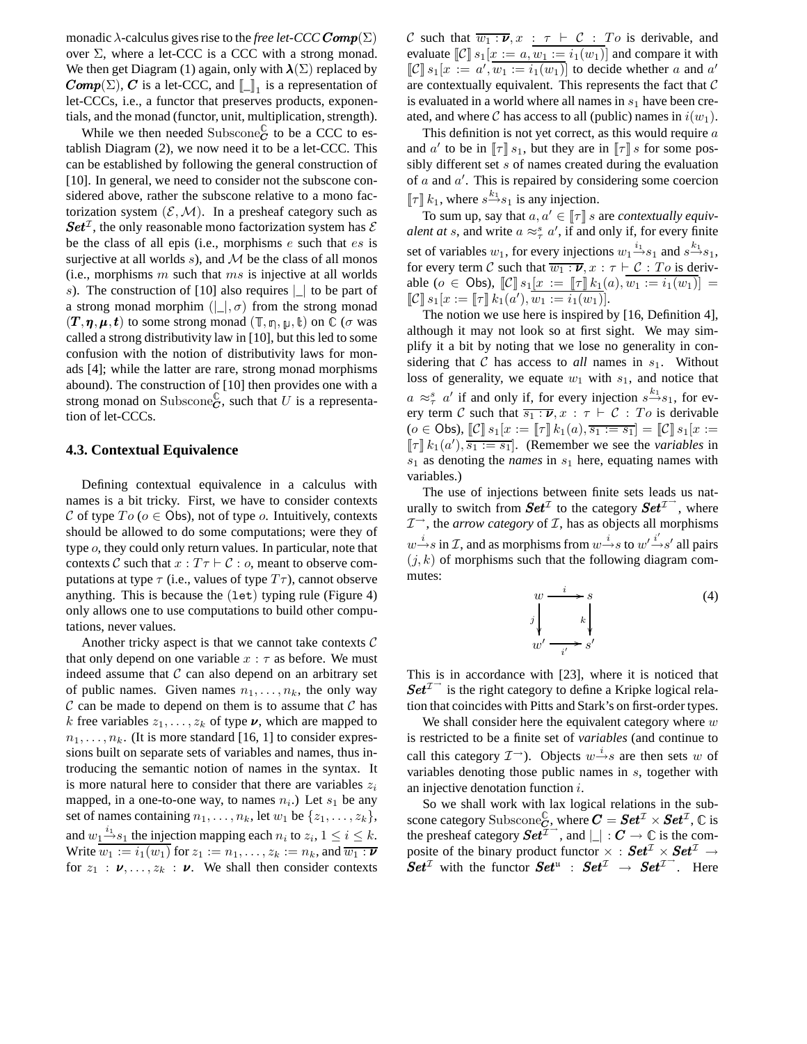monadic $\lambda$-calculus gives rise to the *free let-CCC* $\boldsymbol{Comp}(\Sigma)$ over $\Sigma$, where a let-CCC is a CCC with a strong monad. We then get Diagram (1) again, only with $\boldsymbol{\lambda}(\Sigma)$ replaced by $\boldsymbol{Comp}(\Sigma)$, $\boldsymbol{C}$ is a let-CCC, and $[\![\_]\!]_1$ is a representation of let-CCCs, i.e., a functor that preserves products, exponentials, and the monad (functor, unit, multiplication, strength).

While we then needed $\mathrm{Subscone}^{\mathbb{C}}_{\boldsymbol{C}}$ to be a CCC to establish Diagram (2), we now need it to be a let-CCC. This can be established by following the general construction of [10]. In general, we need to consider not the subscone considered above, rather the subscone relative to a mono factorization system $(\mathcal{E}, \mathcal{M})$. In a presheaf category such as $\boldsymbol{Set}^{\mathcal{I}}$, the only reasonable mono factorization system has $\mathcal{E}$ be the class of all epis (i.e., morphisms $e$ such that $es$ is surjective at all worlds $s$), and $\mathcal{M}$ be the class of all monos (i.e., morphisms $m$ such that $ms$ is injective at all worlds $s$). The construction of [10] also requires $|\_|$ to be part of a strong monad morphim $(|\_|, \sigma)$ from the strong monad $(\boldsymbol{T}, \boldsymbol{\eta}, \boldsymbol{\mu}, \boldsymbol{t})$ to some strong monad $(\mathbb{T}, \mathfrak{n}, \mathfrak{u}, \mathfrak{t})$ on $\mathbb{C}$ ($\sigma$ was called a strong distributivity law in [10], but this led to some confusion with the notion of distributivity laws for monads [4]; while the latter are rare, strong monad morphisms abound). The construction of [10] then provides one with a strong monad on $\mathrm{Subscone}^{\mathbb{C}}_{\boldsymbol{C}}$, such that $U$ is a representation of let-CCCs.

### 4.3. Contextual Equivalence

Defining contextual equivalence in a calculus with names is a bit tricky. First, we have to consider contexts $\mathcal{C}$ of type $To$ ($o \in \mathsf{Obs}$), not of type $o$. Intuitively, contexts should be allowed to do some computations; were they of type $o$, they could only return values. In particular, note that contexts $\mathcal{C}$ such that $x : T\tau \vdash \mathcal{C} : o$, meant to observe computations at type $\tau$ (i.e., values of type $T\tau$), cannot observe anything. This is because the $(\mathtt{let})$ typing rule (Figure 4) only allows one to use computations to build other computations, never values.

Another tricky aspect is that we cannot take contexts $\mathcal{C}$ that only depend on one variable $x : \tau$ as before. We must indeed assume that $\mathcal{C}$ can also depend on an arbitrary set of public names. Given names $n_1, \ldots, n_k$, the only way $\mathcal{C}$ can be made to depend on them is to assume that $\mathcal{C}$ has $k$ free variables $z_1, \ldots, z_k$ of type $\boldsymbol{\nu}$, which are mapped to $n_1, \ldots, n_k$. (It is more standard [16, 1] to consider expressions built on separate sets of variables and names, thus introducing the semantic notion of names in the syntax. It is more natural here to consider that there are variables $z_i$ mapped, in a one-to-one way, to names $n_i$.) Let $s_1$ be any set of names containing $n_1, \ldots, n_k$, let $w_1$ be $\{z_1, \ldots, z_k\}$, and $w_1 \xrightarrow{i_1} s_1$ the injection mapping each $n_i$ to $z_i$, $1 \le i \le k$. Write $\overline{w_1 := i_1(w_1)}$ for $z_1 := n_1, \ldots, z_k := n_k$, and $\overline{w_1 : \boldsymbol{\nu}}$ for $z_1 : \boldsymbol{\nu}, \ldots, z_k : \boldsymbol{\nu}$. We shall then consider contexts $\mathcal{C}$ such that $\overline{w_1 : \boldsymbol{\nu}}, x : \tau \vdash \mathcal{C} : To$ is derivable, and evaluate $[\![\mathcal{C}]\!]\, s_1[x := a, \overline{w_1 := i_1(w_1)}]$ and compare it with $[\![\mathcal{C}]\!]\, s_1[x := a', \overline{w_1 := i_1(w_1)}]$ to decide whether $a$ and $a'$ are contextually equivalent. This represents the fact that $\mathcal{C}$ is evaluated in a world where all names in $s_1$ have been created, and where $\mathcal{C}$ has access to all (public) names in $i(w_1)$.

This definition is not yet correct, as this would require $a$ and $a'$ to be in $[\![\tau]\!]\, s_1$, but they are in $[\![\tau]\!]\, s$ for some possibly different set $s$ of names created during the evaluation of $a$ and $a'$. This is repaired by considering some coercion $[\![\tau]\!]\, k_1$, where $s \xrightarrow{k_1} s_1$ is any injection.

To sum up, say that $a, a' \in [\![\tau]\!]\, s$ are *contextually equivalent at* $s$, and write $a \approx^s_\tau a'$, if and only if, for every finite set of variables $w_1$, for every injections $w_1 \xrightarrow{i_1} s_1$ and $s \xrightarrow{k_1} s_1$, for every term $\mathcal{C}$ such that $\overline{w_1 : \boldsymbol{\nu}}, x : \tau \vdash \mathcal{C} : To$ is derivable ($o \in \mathsf{Obs}$), $[\![\mathcal{C}]\!]\, s_1[x := [\![\tau]\!]\, k_1(a), \overline{w_1 := i_1(w_1)}] = [\![\mathcal{C}]\!]\, s_1[x := [\![\tau]\!]\, k_1(a'), \overline{w_1 := i_1(w_1)}]$.

The notion we use here is inspired by [16, Definition 4], although it may not look so at first sight. We may simplify it a bit by noting that we lose no generality in considering that $\mathcal{C}$ has access to *all* names in $s_1$. Without loss of generality, we equate $w_1$ with $s_1$, and notice that $a \approx^s_\tau a'$ if and only if, for every injection $s \xrightarrow{k_1} s_1$, for every term $\mathcal{C}$ such that $\overline{s_1 : \boldsymbol{\nu}}, x : \tau \vdash \mathcal{C} : To$ is derivable ($o \in \mathsf{Obs}$), $[\![\mathcal{C}]\!]\, s_1[x := [\![\tau]\!]\, k_1(a), \overline{s_1 := s_1}] = [\![\mathcal{C}]\!]\, s_1[x := [\![\tau]\!]\, k_1(a'), \overline{s_1 := s_1}]$. (Remember we see the *variables* in $s_1$ as denoting the *names* in $s_1$ here, equating names with variables.)

The use of injections between finite sets leads us naturally to switch from $\boldsymbol{Set}^{\mathcal{I}}$ to the category $\boldsymbol{Set}^{\mathcal{I}^{\to}}$, where $\mathcal{I}^{\to}$, the *arrow category* of $\mathcal{I}$, has as objects all morphisms $w \xrightarrow{i} s$ in $\mathcal{I}$, and as morphisms from $w \xrightarrow{i} s$ to $w' \xrightarrow{i'} s'$ all pairs $(j, k)$ of morphisms such that the following diagram commutes:

$$
\begin{array}{ccc}
w & \xrightarrow{\ i\ } & s \\
{\scriptstyle j}\downarrow & & \downarrow{\scriptstyle k} \\
w' & \xrightarrow[\ i'\ ]{} & s'
\end{array}
\qquad (4)
$$

This is in accordance with [23], where it is noticed that $\boldsymbol{Set}^{\mathcal{I}^{\to}}$ is the right category to define a Kripke logical relation that coincides with Pitts and Stark's on first-order types.

We shall consider here the equivalent category where $w$ is restricted to be a finite set of *variables* (and continue to call this category $\mathcal{I}^{\to}$). Objects $w \xrightarrow{i} s$ are then sets $w$ of variables denoting those public names in $s$, together with an injective denotation function $i$.

So we shall work with lax logical relations in the subscone category $\mathrm{Subscone}^{\mathbb{C}}_{\boldsymbol{C}}$, where $\boldsymbol{C} = \boldsymbol{Set}^{\mathcal{I}} \times \boldsymbol{Set}^{\mathcal{I}}$, $\mathbb{C}$ is the presheaf category $\boldsymbol{Set}^{\mathcal{I}^{\to}}$, and $|\_| : \boldsymbol{C} \to \mathbb{C}$ is the composite of the binary product functor $\times : \boldsymbol{Set}^{\mathcal{I}} \times \boldsymbol{Set}^{\mathcal{I}} \to \boldsymbol{Set}^{\mathcal{I}}$ with the functor $\boldsymbol{Set}^{\mathrm{u}} : \boldsymbol{Set}^{\mathcal{I}} \to \boldsymbol{Set}^{\mathcal{I}^{\to}}$. Here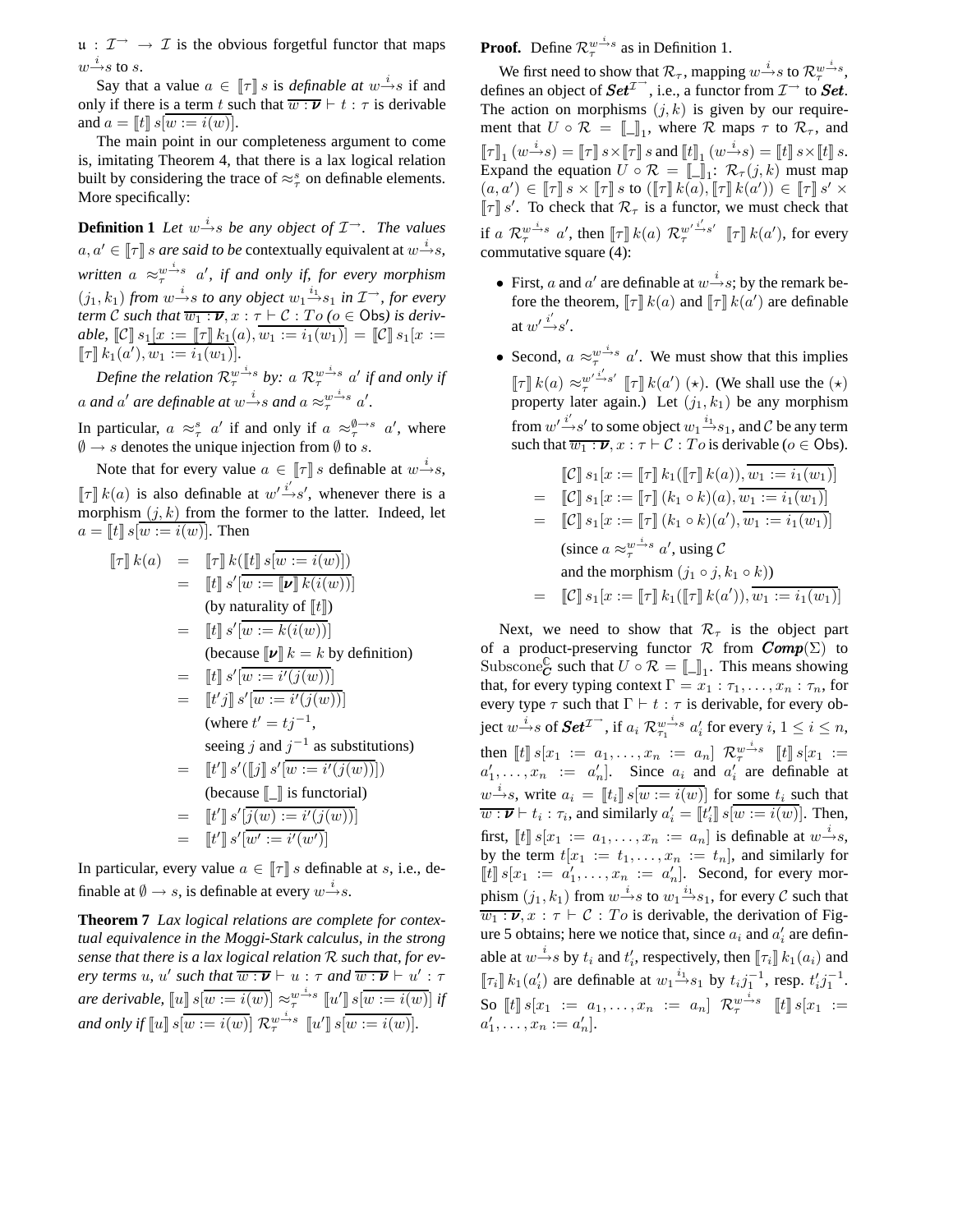$\mathfrak{u} : \mathcal{I}^{\to} \to \mathcal{I}$ is the obvious forgetful functor that maps $w \xrightarrow{i} s$ to $s$.

Say that a value $a \in [\![\tau]\!]\, s$ is *definable at* $w \xrightarrow{i} s$ if and only if there is a term $t$ such that $\overline{w : \boldsymbol{\nu}} \vdash t : \tau$ is derivable and $a = [\![t]\!]\, s[\overline{w := i(w)}]$.

The main point in our completeness argument to come is, imitating Theorem 4, that there is a lax logical relation built by considering the trace of $\approx^s_\tau$ on definable elements. More specifically:

**Definition 1** *Let $w \xrightarrow{i} s$ be any object of $\mathcal{I}^{\to}$. The values $a, a' \in [\![\tau]\!]\, s$ are said to be* contextually equivalent *at $w \xrightarrow{i} s$, written $a \approx^{w \xrightarrow{i} s}_\tau a'$, if and only if, for every morphism $(j_1, k_1)$ from $w \xrightarrow{i} s$ to any object $w_1 \xrightarrow{i_1} s_1$ in $\mathcal{I}^{\to}$, for every term $\mathcal{C}$ such that $\overline{w_1 : \boldsymbol{\nu}}, x : \tau \vdash \mathcal{C} : T o$ ($o \in$ Obs) is derivable, $[\![\mathcal{C}]\!]\, s_1[x := [\![\tau]\!]\, k_1(a), \overline{w_1 := i_1(w_1)}] = [\![\mathcal{C}]\!]\, s_1[x := [\![\tau]\!]\, k_1(a'), \overline{w_1 := i_1(w_1)}]$.*

*Define the relation $\mathcal{R}^{w \xrightarrow{i} s}_\tau$ by: $a \; \mathcal{R}^{w \xrightarrow{i} s}_\tau \; a'$ if and only if $a$ and $a'$ are definable at $w \xrightarrow{i} s$ and $a \approx^{w \xrightarrow{i} s}_\tau a'$.*

In particular, $a \approx^s_\tau a'$ if and only if $a \approx^{\emptyset \to s}_\tau a'$, where $\emptyset \to s$ denotes the unique injection from $\emptyset$ to $s$.

Note that for every value $a \in [\![\tau]\!]\, s$ definable at $w \xrightarrow{i} s$, $[\![\tau]\!]\, k(a)$ is also definable at $w' \xrightarrow{i'} s'$, whenever there is a morphism $(j, k)$ from the former to the latter. Indeed, let $a = [\![t]\!]\, s[\overline{w := i(w)}]$. Then

$$
\begin{aligned}
[\![\tau]\!]\, k(a) &= [\![\tau]\!]\, k([\![t]\!]\, s[\overline{w := i(w)}]) \\
&= [\![t]\!]\, s'[\overline{w := [\![\boldsymbol{\nu}]\!]\, k(i(w))}] \\
&\qquad \text{(by naturality of } [\![t]\!]) \\
&= [\![t]\!]\, s'[\overline{w := k(i(w))}] \\
&\qquad \text{(because } [\![\boldsymbol{\nu}]\!]\, k = k \text{ by definition)} \\
&= [\![t]\!]\, s'[\overline{w := i'(j(w))}] \\
&= [\![t'j]\!]\, s'[\overline{w := i'(j(w))}] \\
&\qquad \text{(where } t' = tj^{-1}, \\
&\qquad \text{seeing } j \text{ and } j^{-1} \text{ as substitutions)} \\
&= [\![t']\!]\, s'([\![j]\!]\, s'[\overline{w := i'(j(w))}]) \\
&\qquad \text{(because } [\![\_]\!] \text{ is functorial)} \\
&= [\![t']\!]\, s'[\overline{j(w) := i'(j(w))}] \\
&= [\![t']\!]\, s'[\overline{w' := i'(w')}]
\end{aligned}
$$

In particular, every value $a \in [\![\tau]\!]\, s$ definable at $s$, i.e., definable at $\emptyset \to s$, is definable at every $w \xrightarrow{i} s$.

**Theorem 7** *Lax logical relations are complete for contextual equivalence in the Moggi-Stark calculus, in the strong sense that there is a lax logical relation $\mathcal{R}$ such that, for every terms $u$, $u'$ such that $\overline{w : \boldsymbol{\nu}} \vdash u : \tau$ and $\overline{w : \boldsymbol{\nu}} \vdash u' : \tau$ are derivable, $[\![u]\!]\, s[\overline{w := i(w)}] \approx^{w \xrightarrow{i} s}_\tau [\![u']\!]\, s[\overline{w := i(w)}]$ if and only if $[\![u]\!]\, s[\overline{w := i(w)}] \; \mathcal{R}^{w \xrightarrow{i} s}_\tau \; [\![u']\!]\, s[\overline{w := i(w)}]$.*

**Proof.** Define $\mathcal{R}^{w \xrightarrow{i} s}_\tau$ as in Definition 1.

We first need to show that $\mathcal{R}_\tau$, mapping $w \xrightarrow{i} s$ to $\mathcal{R}^{w \xrightarrow{i} s}_\tau$, defines an object of $\boldsymbol{Set}^{\mathcal{I}^{\to}}$, i.e., a functor from $\mathcal{I}^{\to}$ to $\boldsymbol{Set}$. The action on morphisms $(j, k)$ is given by our requirement that $U \circ \mathcal{R} = [\![\_]\!]_1$, where $\mathcal{R}$ maps $\tau$ to $\mathcal{R}_\tau$, and $[\![\tau]\!]_1 (w \xrightarrow{i} s) = [\![\tau]\!]\, s \times [\![\tau]\!]\, s$ and $[\![t]\!]_1 (w \xrightarrow{i} s) = [\![t]\!]\, s \times [\![t]\!]\, s$. Expand the equation $U \circ \mathcal{R} = [\![\_]\!]_1$: $\mathcal{R}_\tau(j, k)$ must map $(a, a') \in [\![\tau]\!]\, s \times [\![\tau]\!]\, s$ to $([\![\tau]\!]\, k(a), [\![\tau]\!]\, k(a')) \in [\![\tau]\!]\, s' \times [\![\tau]\!]\, s'$. To check that $\mathcal{R}_\tau$ is a functor, we must check that if $a \; \mathcal{R}^{w \xrightarrow{i} s}_\tau \; a'$, then $[\![\tau]\!]\, k(a) \; \mathcal{R}^{w' \xrightarrow{i'} s'}_\tau \; [\![\tau]\!]\, k(a')$, for every commutative square (4):

- First, $a$ and $a'$ are definable at $w \xrightarrow{i} s$; by the remark before the theorem, $[\![\tau]\!]\, k(a)$ and $[\![\tau]\!]\, k(a')$ are definable at $w' \xrightarrow{i'} s'$.
- Second, $a \approx^{w \xrightarrow{i} s}_\tau a'$. We must show that this implies $[\![\tau]\!]\, k(a) \approx^{w' \xrightarrow{i'} s'}_\tau [\![\tau]\!]\, k(a')$ $(\star)$. (We shall use the $(\star)$ property later again.) Let $(j_1, k_1)$ be any morphism from $w' \xrightarrow{i'} s'$ to some object $w_1 \xrightarrow{i_1} s_1$, and $\mathcal{C}$ be any term such that $\overline{w_1 : \boldsymbol{\nu}}, x : \tau \vdash \mathcal{C} : T o$ is derivable ($o \in$ Obs).

$$
\begin{aligned}
& [\![\mathcal{C}]\!]\, s_1[x := [\![\tau]\!]\, k_1([\![\tau]\!]\, k(a)), \overline{w_1 := i_1(w_1)}] \\
= \; & [\![\mathcal{C}]\!]\, s_1[x := [\![\tau]\!]\, (k_1 \circ k)(a), \overline{w_1 := i_1(w_1)}] \\
= \; & [\![\mathcal{C}]\!]\, s_1[x := [\![\tau]\!]\, (k_1 \circ k)(a'), \overline{w_1 := i_1(w_1)}] \\
& \text{(since } a \approx^{w \xrightarrow{i} s}_\tau a' \text{, using } \mathcal{C} \\
& \text{and the morphism } (j_1 \circ j, k_1 \circ k)) \\
= \; & [\![\mathcal{C}]\!]\, s_1[x := [\![\tau]\!]\, k_1([\![\tau]\!]\, k(a')), \overline{w_1 := i_1(w_1)}]
\end{aligned}
$$

Next, we need to show that $\mathcal{R}_\tau$ is the object part of a product-preserving functor $\mathcal{R}$ from $\boldsymbol{Comp}(\Sigma)$ to $\mathrm{Subscone}^{\mathbb{C}}_{\mathcal{C}}$ such that $U \circ \mathcal{R} = [\![\_]\!]_1$. This means showing that, for every typing context $\Gamma = x_1 : \tau_1, \ldots, x_n : \tau_n$, for every type $\tau$ such that $\Gamma \vdash t : \tau$ is derivable, for every object $w \xrightarrow{i} s$ of $\boldsymbol{Set}^{\mathcal{I}^{\to}}$, if $a_i \; \mathcal{R}^{w \xrightarrow{i} s}_{\tau_i} \; a'_i$ for every $i$, $1 \leq i \leq n$, then $[\![t]\!]\, s[x_1 := a_1, \ldots, x_n := a_n] \; \mathcal{R}^{w \xrightarrow{i} s}_\tau \; [\![t]\!]\, s[x_1 := a'_1, \ldots, x_n := a'_n]$. Since $a_i$ and $a'_i$ are definable at $w \xrightarrow{i} s$, write $a_i = [\![t_i]\!]\, s[\overline{w := i(w)}]$ for some $t_i$ such that $\overline{w : \boldsymbol{\nu}} \vdash t_i : \tau_i$, and similarly $a'_i = [\![t'_i]\!]\, s[\overline{w := i(w)}]$. Then, first, $[\![t]\!]\, s[x_1 := a_1, \ldots, x_n := a_n]$ is definable at $w \xrightarrow{i} s$, by the term $t[x_1 := t_1, \ldots, x_n := t_n]$, and similarly for $[\![t]\!]\, s[x_1 := a'_1, \ldots, x_n := a'_n]$. Second, for every morphism $(j_1, k_1)$ from $w \xrightarrow{i} s$ to $w_1 \xrightarrow{i_1} s_1$, for every $\mathcal{C}$ such that $\overline{w_1 : \boldsymbol{\nu}}, x : \tau \vdash \mathcal{C} : T o$ is derivable, the derivation of Figure 5 obtains; here we notice that, since $a_i$ and $a'_i$ are definable at $w \xrightarrow{i} s$ by $t_i$ and $t'_i$, respectively, then $[\![\tau_i]\!]\, k_1(a_i)$ and $[\![\tau_i]\!]\, k_1(a'_i)$ are definable at $w_1 \xrightarrow{i_1} s_1$ by $t_i j_1^{-1}$, resp. $t'_i j_1^{-1}$. So $[\![t]\!]\, s[x_1 := a_1, \ldots, x_n := a_n] \; \mathcal{R}^{w \xrightarrow{i} s}_\tau \; [\![t]\!]\, s[x_1 := a'_1, \ldots, x_n := a'_n]$.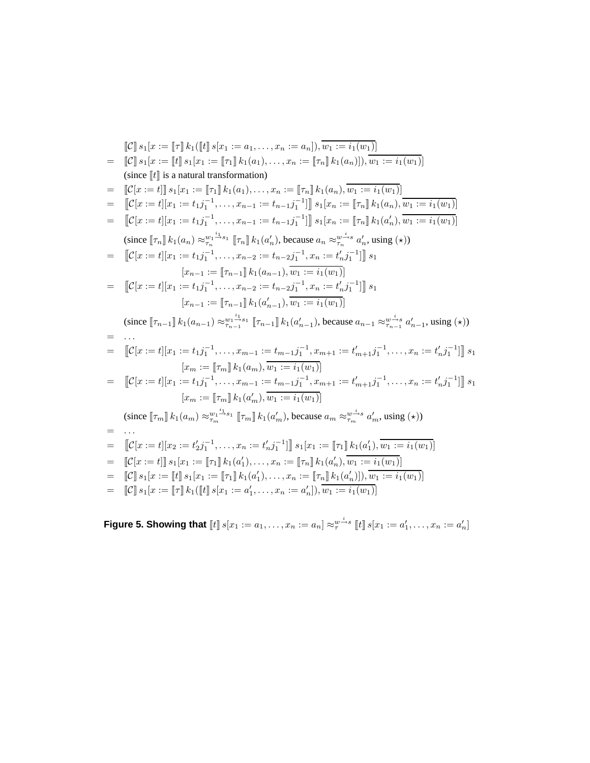$$
\begin{array}{ll}
& [\![\mathcal{C}]\!]\, s_1[x := [\![\tau]\!]\, k_1([\![t]\!]\, s[x_1 := a_1, \ldots, x_n := a_n]), \overline{w_1 := i_1(w_1)}] \\
= & [\![\mathcal{C}]\!]\, s_1[x := [\![t]\!]\, s_1[x_1 := [\![\tau_1]\!]\, k_1(a_1), \ldots, x_n := [\![\tau_n]\!]\, k_1(a_n)]), \overline{w_1 := i_1(w_1)}] \\
& \text{(since } [\![t]\!] \text{ is a natural transformation)} \\
= & [\![\mathcal{C}[x := t]]\!]\, s_1[x_1 := [\![\tau_1]\!]\, k_1(a_1), \ldots, x_n := [\![\tau_n]\!]\, k_1(a_n), \overline{w_1 := i_1(w_1)}] \\
= & [\![\mathcal{C}[x := t][x_1 := t_1 j_1^{-1}, \ldots, x_{n-1} := t_{n-1} j_1^{-1}]]\!]\, s_1[x_n := [\![\tau_n]\!]\, k_1(a_n), \overline{w_1 := i_1(w_1)}] \\
= & [\![\mathcal{C}[x := t][x_1 := t_1 j_1^{-1}, \ldots, x_{n-1} := t_{n-1} j_1^{-1}]]\!]\, s_1[x_n := [\![\tau_n]\!]\, k_1(a'_n), \overline{w_1 := i_1(w_1)}] \\
& \text{(since } [\![\tau_n]\!]\, k_1(a_n) \approx_{\tau_n}^{w_1 \stackrel{i_1}{\rightarrow} s_1} [\![\tau_n]\!]\, k_1(a'_n) \text{, because } a_n \approx_{\tau_n}^{w \stackrel{i}{\rightarrow} s} a'_n \text{, using } (\star)) \\
= & [\![\mathcal{C}[x := t][x_1 := t_1 j_1^{-1}, \ldots, x_{n-2} := t_{n-2} j_1^{-1}, x_n := t'_n j_1^{-1}]]\!]\, s_1 \\
& \qquad [x_{n-1} := [\![\tau_{n-1}]\!]\, k_1(a_{n-1}), \overline{w_1 := i_1(w_1)}] \\
= & [\![\mathcal{C}[x := t][x_1 := t_1 j_1^{-1}, \ldots, x_{n-2} := t_{n-2} j_1^{-1}, x_n := t'_n j_1^{-1}]]\!]\, s_1 \\
& \qquad [x_{n-1} := [\![\tau_{n-1}]\!]\, k_1(a'_{n-1}), \overline{w_1 := i_1(w_1)}] \\
& \text{(since } [\![\tau_{n-1}]\!]\, k_1(a_{n-1}) \approx_{\tau_{n-1}}^{w_1 \stackrel{i_1}{\rightarrow} s_1} [\![\tau_{n-1}]\!]\, k_1(a'_{n-1}) \text{, because } a_{n-1} \approx_{\tau_{n-1}}^{w \stackrel{i}{\rightarrow} s} a'_{n-1} \text{, using } (\star)) \\
= & \ldots \\
= & [\![\mathcal{C}[x := t][x_1 := t_1 j_1^{-1}, \ldots, x_{m-1} := t_{m-1} j_1^{-1}, x_{m+1} := t'_{m+1} j_1^{-1}, \ldots, x_n := t'_n j_1^{-1}]]\!]\, s_1 \\
& \qquad [x_m := [\![\tau_m]\!]\, k_1(a_m), \overline{w_1 := i_1(w_1)}] \\
= & [\![\mathcal{C}[x := t][x_1 := t_1 j_1^{-1}, \ldots, x_{m-1} := t_{m-1} j_1^{-1}, x_{m+1} := t'_{m+1} j_1^{-1}, \ldots, x_n := t'_n j_1^{-1}]]\!]\, s_1 \\
& \qquad [x_m := [\![\tau_m]\!]\, k_1(a'_m), \overline{w_1 := i_1(w_1)}] \\
& \text{(since } [\![\tau_m]\!]\, k_1(a_m) \approx_{\tau_m}^{w_1 \stackrel{i_1}{\rightarrow} s_1} [\![\tau_m]\!]\, k_1(a'_m) \text{, because } a_m \approx_{\tau_m}^{w \stackrel{i}{\rightarrow} s} a'_m \text{, using } (\star)) \\
= & \ldots \\
= & [\![\mathcal{C}[x := t][x_2 := t'_2 j_1^{-1}, \ldots, x_n := t'_n j_1^{-1}]]\!]\, s_1[x_1 := [\![\tau_1]\!]\, k_1(a'_1), \overline{w_1 := i_1(w_1)}] \\
= & [\![\mathcal{C}[x := t]]\!]\, s_1[x_1 := [\![\tau_1]\!]\, k_1(a'_1), \ldots, x_n := [\![\tau_n]\!]\, k_1(a'_n), \overline{w_1 := i_1(w_1)}] \\
= & [\![\mathcal{C}]\!]\, s_1[x := [\![t]\!]\, s_1[x_1 := [\![\tau_1]\!]\, k_1(a'_1), \ldots, x_n := [\![\tau_n]\!]\, k_1(a'_n)]), \overline{w_1 := i_1(w_1)}] \\
= & [\![\mathcal{C}]\!]\, s_1[x := [\![\tau]\!]\, k_1([\![t]\!]\, s[x_1 := a'_1, \ldots, x_n := a'_n]), \overline{w_1 := i_1(w_1)}]
\end{array}
$$

**Figure 5. Showing that** $[\![t]\!]\, s[x_1 := a_1, \ldots, x_n := a_n] \approx_{\tau}^{w \stackrel{i}{\rightarrow} s} [\![t]\!]\, s[x_1 := a'_1, \ldots, x_n := a'_n]$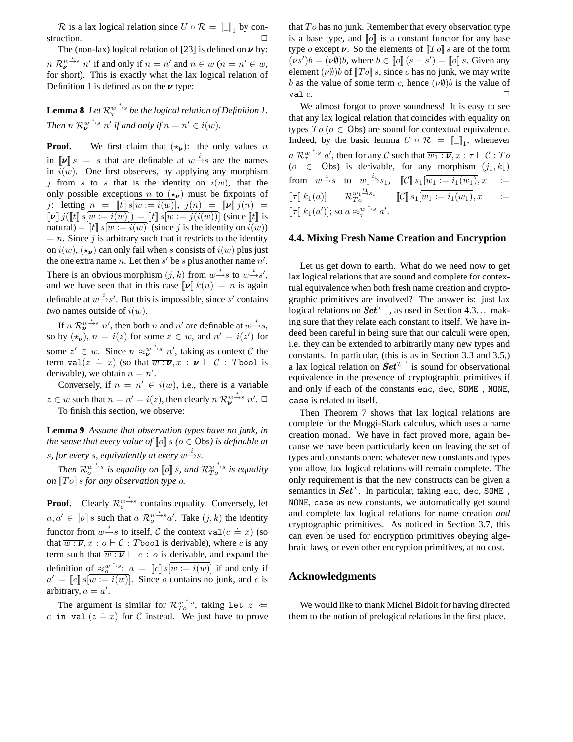$\mathcal{R}$ is a lax logical relation since $U \circ \mathcal{R} = [\![\_]\!]_1$ by construction. ☐

The (non-lax) logical relation of [23] is defined on $\boldsymbol{\nu}$ by: $n\ \mathcal{R}_{\boldsymbol{\nu}}^{w \xrightarrow{i} s}\ n'$ if and only if $n = n'$ and $n \in w$ ($n = n' \in w$, for short). This is exactly what the lax logical relation of Definition 1 is defined as on the $\boldsymbol{\nu}$ type:

**Lemma 8** *Let $\mathcal{R}_\tau^{w \xrightarrow{i} s}$ be the logical relation of Definition 1. Then $n\ \mathcal{R}_{\boldsymbol{\nu}}^{w \xrightarrow{i} s}\ n'$ if and only if $n = n' \in i(w)$.*

**Proof.** We first claim that $(\star_{\boldsymbol{\nu}})$: the only values $n$ in $[\![\boldsymbol{\nu}]\!]\, s = s$ that are definable at $w \xrightarrow{i} s$ are the names in $i(w)$. One first observes, by applying any morphism $j$ from $s$ to $s$ that is the identity on $i(w)$, that the only possible exceptions $n$ to $(\star_{\boldsymbol{\nu}})$ must be fixpoints of $j$: letting $n = [\![t]\!]\, s[\overline{w := i(w)}]$, $j(n) = [\![\boldsymbol{\nu}]\!]\, j(n) = [\![\boldsymbol{\nu}]\!]\, j([\![t]\!]\, s[\overline{w := i(w)}]) = [\![t]\!]\, s[\overline{w := j(i(w))}]$ (since $[\![t]\!]$ is natural) $= [\![t]\!]\, s[\overline{w := i(w)}]$ (since $j$ is the identity on $i(w)$) $= n$. Since $j$ is arbitrary but that it restricts to the identity on $i(w)$, $(\star_{\boldsymbol{\nu}})$ can only fail when $s$ consists of $i(w)$ plus just the one extra name $n$. Let then $s'$ be $s$ plus another name $n'$. There is an obvious morphism $(j, k)$ from $w \xrightarrow{i} s$ to $w \xrightarrow{i} s'$, and we have seen that in this case $[\![\boldsymbol{\nu}]\!]\, k(n) = n$ is again definable at $w \xrightarrow{i} s'$. But this is impossible, since $s'$ contains *two* names outside of $i(w)$.

If $n\ \mathcal{R}_{\boldsymbol{\nu}}^{w \xrightarrow{i} s}\ n'$, then both $n$ and $n'$ are definable at $w \xrightarrow{i} s$, so by $(\star_{\boldsymbol{\nu}})$, $n = i(z)$ for some $z \in w$, and $n' = i(z')$ for some $z' \in w$. Since $n \approx_{\boldsymbol{\nu}}^{w \xrightarrow{i} s} n'$, taking as context $\mathcal{C}$ the term $\mathtt{val}(z \doteq x)$ (so that $\overline{w : \boldsymbol{\nu}}, x : \boldsymbol{\nu} \vdash \mathcal{C} : T\mathtt{bool}$ is derivable), we obtain $n = n'$.

Conversely, if $n = n' \in i(w)$, i.e., there is a variable $z \in w$ such that $n = n' = i(z)$, then clearly $n\ \mathcal{R}_{\boldsymbol{\nu}}^{w \xrightarrow{i} s}\ n'$. ☐

To finish this section, we observe:

**Lemma 9** *Assume that observation types have no junk, in the sense that every value of $[\![o]\!]\, s$ ($o \in \mathsf{Obs}$) is definable at $s$, for every $s$, equivalently at every $w \xrightarrow{i} s$.*

*Then $\mathcal{R}_o^{w \xrightarrow{i} s}$ is equality on $[\![o]\!]\, s$, and $\mathcal{R}_{To}^{w \xrightarrow{i} s}$ is equality on $[\![To]\!]\, s$ for any observation type $o$.*

**Proof.** Clearly $\mathcal{R}_o^{w \xrightarrow{i} s}$ contains equality. Conversely, let $a, a' \in [\![o]\!]\, s$ such that $a\ \mathcal{R}_o^{w \xrightarrow{i} s} a'$. Take $(j, k)$ the identity functor from $w \xrightarrow{i} s$ to itself, $\mathcal{C}$ the context $\mathtt{val}(c \doteq x)$ (so that $\overline{w : \boldsymbol{\nu}}, x : o \vdash \mathcal{C} : T\mathtt{bool}$ is derivable), where $c$ is any term such that $\overline{w : \boldsymbol{\nu}} \vdash c : o$ is derivable, and expand the definition of $\approx_o^{w \xrightarrow{i} s}$: $a = [\![c]\!]\, s[\overline{w := i(w)}]$ if and only if $a' = [\![c]\!]\, s[\overline{w := i(w)}]$. Since $o$ contains no junk, and $c$ is arbitrary, $a = a'$.

The argument is similar for $\mathcal{R}_{To}^{w \xrightarrow{i} s}$, taking $\mathtt{let}\ z \Leftarrow c\ \mathtt{in}\ \mathtt{val}\,(z \doteq x)$ for $\mathcal{C}$ instead. We just have to prove that $To$ has no junk. Remember that every observation type is a base type, and $[\![o]\!]$ is a constant functor for any base type $o$ except $\boldsymbol{\nu}$. So the elements of $[\![To]\!]\, s$ are of the form $(\nu s')b = (\nu\emptyset)b$, where $b \in [\![o]\!]\,(s + s') = [\![o]\!]\, s$. Given any element $(\nu\emptyset)b$ of $[\![To]\!]\, s$, since $o$ has no junk, we may write $b$ as the value of some term $c$, hence $(\nu\emptyset)b$ is the value of $\mathtt{val}\ c$. ☐

We almost forgot to prove soundness! It is easy to see that any lax logical relation that coincides with equality on types $To$ ($o \in \mathsf{Obs}$) are sound for contextual equivalence. Indeed, by the basic lemma $U \circ \mathcal{R} = [\![\_]\!]_1$, whenever $a\ \mathcal{R}_\tau^{w \xrightarrow{i} s}\ a'$, then for any $\mathcal{C}$ such that $\overline{w_1 : \boldsymbol{\nu}}, x : \tau \vdash \mathcal{C} : To$ ($o \in \mathsf{Obs}$) is derivable, for any morphism $(j_1, k_1)$ from $w \xrightarrow{i} s$ to $w_1 \xrightarrow{i_1} s_1$, $[\![\mathcal{C}]\!]\, s_1[\overline{w_1 := i_1(w_1)}, x := [\![\tau]\!]\, k_1(a)]\ \ \mathcal{R}_{To}^{w_1 \xrightarrow{i_1} s_1}\ \ [\![\mathcal{C}]\!]\, s_1[\overline{w_1 := i_1(w_1)}, x := [\![\tau]\!]\, k_1(a')]$; so $a \approx_\tau^{w \xrightarrow{i} s} a'$.

### 4.4. Mixing Fresh Name Creation and Encryption

Let us get down to earth. What do we need now to get lax logical relations that are sound and complete for contextual equivalence when both fresh name creation and cryptographic primitives are involved? The answer is: just lax logical relations on $\boldsymbol{Set}^{\mathcal{I}^{\to}}$, as used in Section 4.3… making sure that they relate each constant to itself. We have indeed been careful in being sure that our calculi were open, i.e. they can be extended to arbitrarily many new types and constants. In particular, (this is as in Section 3.3 and 3.5,) a lax logical relation on $\boldsymbol{Set}^{\mathcal{I}^{\to}}$ is sound for observational equivalence in the presence of cryptographic primitives if and only if each of the constants enc, dec, SOME , NONE, case is related to itself.

Then Theorem 7 shows that lax logical relations are complete for the Moggi-Stark calculus, which uses a name creation monad. We have in fact proved more, again because we have been particularly keen on leaving the set of types and constants open: whatever new constants and types you allow, lax logical relations will remain complete. The only requirement is that the new constructs can be given a semantics in $\boldsymbol{Set}^{\mathcal{I}}$. In particular, taking enc, dec, SOME , NONE, case as new constants, we automatically get sound and complete lax logical relations for name creation *and* cryptographic primitives. As noticed in Section 3.7, this can even be used for encryption primitives obeying algebraic laws, or even other encryption primitives, at no cost.

## Acknowledgments

We would like to thank Michel Bidoit for having directed them to the notion of prelogical relations in the first place.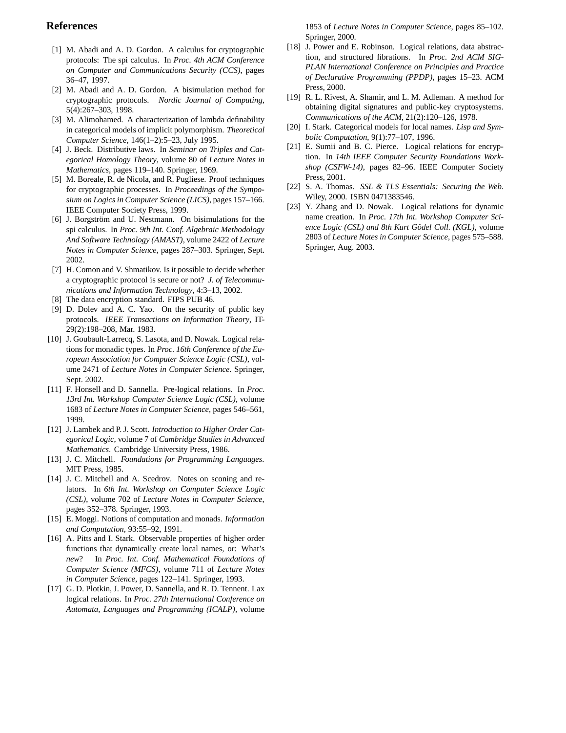## References

[1] M. Abadi and A. D. Gordon. A calculus for cryptographic protocols: The spi calculus. In *Proc. 4th ACM Conference on Computer and Communications Security (CCS)*, pages 36–47, 1997.

[2] M. Abadi and A. D. Gordon. A bisimulation method for cryptographic protocols. *Nordic Journal of Computing*, 5(4):267–303, 1998.

[3] M. Alimohamed. A characterization of lambda definability in categorical models of implicit polymorphism. *Theoretical Computer Science*, 146(1–2):5–23, July 1995.

[4] J. Beck. Distributive laws. In *Seminar on Triples and Categorical Homology Theory*, volume 80 of *Lecture Notes in Mathematics*, pages 119–140. Springer, 1969.

[5] M. Boreale, R. de Nicola, and R. Pugliese. Proof techniques for cryptographic processes. In *Proceedings of the Symposium on Logics in Computer Science (LICS)*, pages 157–166. IEEE Computer Society Press, 1999.

[6] J. Borgström and U. Nestmann. On bisimulations for the spi calculus. In *Proc. 9th Int. Conf. Algebraic Methodology And Software Technology (AMAST)*, volume 2422 of *Lecture Notes in Computer Science*, pages 287–303. Springer, Sept. 2002.

[7] H. Comon and V. Shmatikov. Is it possible to decide whether a cryptographic protocol is secure or not? *J. of Telecommunications and Information Technology*, 4:3–13, 2002.

[8] The data encryption standard. FIPS PUB 46.

[9] D. Dolev and A. C. Yao. On the security of public key protocols. *IEEE Transactions on Information Theory*, IT-29(2):198–208, Mar. 1983.

[10] J. Goubault-Larrecq, S. Lasota, and D. Nowak. Logical relations for monadic types. In *Proc. 16th Conference of the European Association for Computer Science Logic (CSL)*, volume 2471 of *Lecture Notes in Computer Science*. Springer, Sept. 2002.

[11] F. Honsell and D. Sannella. Pre-logical relations. In *Proc. 13rd Int. Workshop Computer Science Logic (CSL)*, volume 1683 of *Lecture Notes in Computer Science*, pages 546–561, 1999.

[12] J. Lambek and P. J. Scott. *Introduction to Higher Order Categorical Logic*, volume 7 of *Cambridge Studies in Advanced Mathematics*. Cambridge University Press, 1986.

[13] J. C. Mitchell. *Foundations for Programming Languages*. MIT Press, 1985.

[14] J. C. Mitchell and A. Scedrov. Notes on sconing and relators. In *6th Int. Workshop on Computer Science Logic (CSL)*, volume 702 of *Lecture Notes in Computer Science*, pages 352–378. Springer, 1993.

[15] E. Moggi. Notions of computation and monads. *Information and Computation*, 93:55–92, 1991.

[16] A. Pitts and I. Stark. Observable properties of higher order functions that dynamically create local names, or: What's *new*? In *Proc. Int. Conf. Mathematical Foundations of Computer Science (MFCS)*, volume 711 of *Lecture Notes in Computer Science*, pages 122–141. Springer, 1993.

[17] G. D. Plotkin, J. Power, D. Sannella, and R. D. Tennent. Lax logical relations. In *Proc. 27th International Conference on Automata, Languages and Programming (ICALP)*, volume 1853 of *Lecture Notes in Computer Science*, pages 85–102. Springer, 2000.

[18] J. Power and E. Robinson. Logical relations, data abstraction, and structured fibrations. In *Proc. 2nd ACM SIGPLAN International Conference on Principles and Practice of Declarative Programming (PPDP)*, pages 15–23. ACM Press, 2000.

[19] R. L. Rivest, A. Shamir, and L. M. Adleman. A method for obtaining digital signatures and public-key cryptosystems. *Communications of the ACM*, 21(2):120–126, 1978.

[20] I. Stark. Categorical models for local names. *Lisp and Symbolic Computation*, 9(1):77–107, 1996.

[21] E. Sumii and B. C. Pierce. Logical relations for encryption. In *14th IEEE Computer Security Foundations Workshop (CSFW-14)*, pages 82–96. IEEE Computer Society Press, 2001.

[22] S. A. Thomas. *SSL & TLS Essentials: Securing the Web*. Wiley, 2000. ISBN 0471383546.

[23] Y. Zhang and D. Nowak. Logical relations for dynamic name creation. In *Proc. 17th Int. Workshop Computer Science Logic (CSL) and 8th Kurt Gödel Coll. (KGL)*, volume 2803 of *Lecture Notes in Computer Science*, pages 575–588. Springer, Aug. 2003.